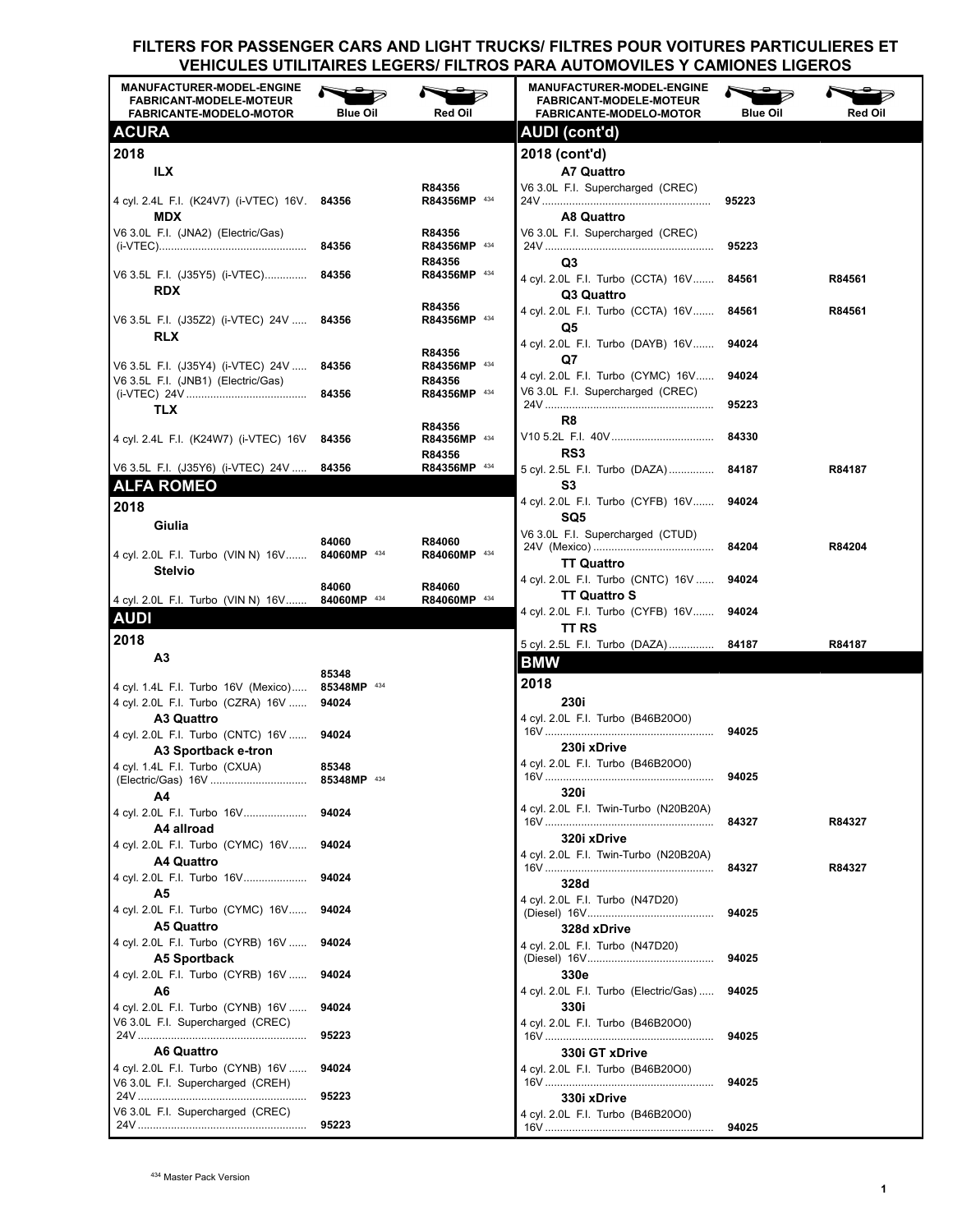# FILTERS FOR PASSENGER CARS AND LIGHT TRUCKS/ FILTRES POUR VOITURES PARTICULIERES ET VEHICULES UTILITAIRES LEGERS/ FILTROS PARA AUTOMOVILES Y CAMIONES LIGEROS

| MANUFACTURER-MODEL-ENGINE / FABRICANT-MODELE-MOTEUR / FABRICANTE-MODELO-MOTOR | Blue Oil | Red Oil |
|---|---|---|
| **ACURA** | | |
| **2018** | | |
| **ILX** | | |
| 4 cyl. 2.4L F.I. (K24V7) (i-VTEC) 16V. | 84356 | R84356 R84356MP [434] |
| **MDX** | | |
| V6 3.0L F.I. (JNA2) (Electric/Gas) (i-VTEC) | 84356 | R84356 R84356MP [434] |
| V6 3.5L F.I. (J35Y5) (i-VTEC) | 84356 | R84356 R84356MP [434] |
| **RDX** | | |
| V6 3.5L F.I. (J35Z2) (i-VTEC) 24V | 84356 | R84356 R84356MP [434] |
| **RLX** | | |
| V6 3.5L F.I. (J35Y4) (i-VTEC) 24V | 84356 | R84356 R84356MP [434] |
| V6 3.5L F.I. (JNB1) (Electric/Gas) (i-VTEC) 24V | 84356 | R84356 R84356MP [434] |
| **TLX** | | |
| 4 cyl. 2.4L F.I. (K24W7) (i-VTEC) 16V | 84356 | R84356 R84356MP [434] |
| V6 3.5L F.I. (J35Y6) (i-VTEC) 24V | 84356 | R84356 R84356MP [434] |
| **ALFA ROMEO** | | |
| **2018** | | |
| **Giulia** | | |
| 4 cyl. 2.0L F.I. Turbo (VIN N) 16V | 84060 84060MP [434] | R84060 R84060MP [434] |
| **Stelvio** | | |
| 4 cyl. 2.0L F.I. Turbo (VIN N) 16V | 84060 84060MP [434] | R84060 R84060MP [434] |
| **AUDI** | | |
| **2018** | | |
| **A3** | | |
| 4 cyl. 1.4L F.I. Turbo 16V (Mexico) | 85348 85348MP [434] | |
| 4 cyl. 2.0L F.I. Turbo (CZRA) 16V | 94024 | |
| **A3 Quattro** | | |
| 4 cyl. 2.0L F.I. Turbo (CNTC) 16V | 94024 | |
| **A3 Sportback e-tron** | | |
| 4 cyl. 1.4L F.I. Turbo (CXUA) (Electric/Gas) 16V | 85348 85348MP [434] | |
| **A4** | | |
| 4 cyl. 2.0L F.I. Turbo 16V | 94024 | |
| **A4 allroad** | | |
| 4 cyl. 2.0L F.I. Turbo (CYMC) 16V | 94024 | |
| **A4 Quattro** | | |
| 4 cyl. 2.0L F.I. Turbo 16V | 94024 | |
| **A5** | | |
| 4 cyl. 2.0L F.I. Turbo (CYMC) 16V | 94024 | |
| **A5 Quattro** | | |
| 4 cyl. 2.0L F.I. Turbo (CYRB) 16V | 94024 | |
| **A5 Sportback** | | |
| 4 cyl. 2.0L F.I. Turbo (CYRB) 16V | 94024 | |
| **A6** | | |
| 4 cyl. 2.0L F.I. Turbo (CYNB) 16V | 94024 | |
| V6 3.0L F.I. Supercharged (CREC) 24V | 95223 | |
| **A6 Quattro** | | |
| 4 cyl. 2.0L F.I. Turbo (CYNB) 16V | 94024 | |
| V6 3.0L F.I. Supercharged (CREH) 24V | 95223 | |
| V6 3.0L F.I. Supercharged (CREC) 24V | 95223 | |
| **AUDI (cont'd)** | | |
| **2018 (cont'd)** | | |
| **A7 Quattro** | | |
| V6 3.0L F.I. Supercharged (CREC) 24V | 95223 | |
| **A8 Quattro** | | |
| V6 3.0L F.I. Supercharged (CREC) 24V | 95223 | |
| **Q3** | | |
| 4 cyl. 2.0L F.I. Turbo (CCTA) 16V | 84561 | R84561 |
| **Q3 Quattro** | | |
| 4 cyl. 2.0L F.I. Turbo (CCTA) 16V | 84561 | R84561 |
| **Q5** | | |
| 4 cyl. 2.0L F.I. Turbo (DAYB) 16V | 94024 | |
| **Q7** | | |
| 4 cyl. 2.0L F.I. Turbo (CYMC) 16V | 94024 | |
| V6 3.0L F.I. Supercharged (CREC) 24V | 95223 | |
| **R8** | | |
| V10 5.2L F.I. 40V | 84330 | |
| **RS3** | | |
| 5 cyl. 2.5L F.I. Turbo (DAZA) | 84187 | R84187 |
| **S3** | | |
| 4 cyl. 2.0L F.I. Turbo (CYFB) 16V | 94024 | |
| **SQ5** | | |
| V6 3.0L F.I. Supercharged (CTUD) 24V (Mexico) | 84204 | R84204 |
| **TT Quattro** | | |
| 4 cyl. 2.0L F.I. Turbo (CNTC) 16V | 94024 | |
| **TT Quattro S** | | |
| 4 cyl. 2.0L F.I. Turbo (CYFB) 16V | 94024 | |
| **TT RS** | | |
| 5 cyl. 2.5L F.I. Turbo (DAZA) | 84187 | R84187 |
| **BMW** | | |
| **2018** | | |
| **230i** | | |
| 4 cyl. 2.0L F.I. Turbo (B46B20O0) 16V | 94025 | |
| **230i xDrive** | | |
| 4 cyl. 2.0L F.I. Turbo (B46B20O0) 16V | 94025 | |
| **320i** | | |
| 4 cyl. 2.0L F.I. Twin-Turbo (N20B20A) 16V | 84327 | R84327 |
| **320i xDrive** | | |
| 4 cyl. 2.0L F.I. Twin-Turbo (N20B20A) 16V | 84327 | R84327 |
| **328d** | | |
| 4 cyl. 2.0L F.I. Turbo (N47D20) (Diesel) 16V | 94025 | |
| **328d xDrive** | | |
| 4 cyl. 2.0L F.I. Turbo (N47D20) (Diesel) 16V | 94025 | |
| **330e** | | |
| 4 cyl. 2.0L F.I. Turbo (Electric/Gas) | 94025 | |
| **330i** | | |
| 4 cyl. 2.0L F.I. Turbo (B46B20O0) 16V | 94025 | |
| **330i GT xDrive** | | |
| 4 cyl. 2.0L F.I. Turbo (B46B20O0) 16V | 94025 | |
| **330i xDrive** | | |
| 4 cyl. 2.0L F.I. Turbo (B46B20O0) 16V | 94025 | |

[434] Master Pack Version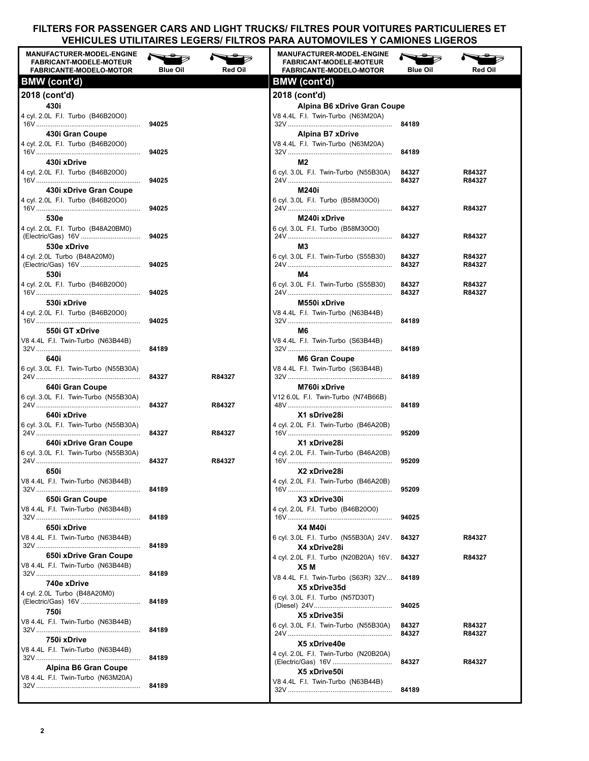# FILTERS FOR PASSENGER CARS AND LIGHT TRUCKS/ FILTRES POUR VOITURES PARTICULIERES ET VEHICULES UTILITAIRES LEGERS/ FILTROS PARA AUTOMOVILES Y CAMIONES LIGEROS

| MANUFACTURER-MODEL-ENGINE<br>FABRICANT-MODELE-MOTEUR<br>FABRICANTE-MODELO-MOTOR | Blue Oil | Red Oil |
|---|---|---|
| **BMW (cont'd)** | | |
| **2018 (cont'd)** | | |
| **430i** | | |
| 4 cyl. 2.0L F.I. Turbo (B46B20O0) 16V | 94025 | |
| **430i Gran Coupe** | | |
| 4 cyl. 2.0L F.I. Turbo (B46B20O0) 16V | 94025 | |
| **430i xDrive** | | |
| 4 cyl. 2.0L F.I. Turbo (B46B20O0) 16V | 94025 | |
| **430i xDrive Gran Coupe** | | |
| 4 cyl. 2.0L F.I. Turbo (B46B20O0) 16V | 94025 | |
| **530e** | | |
| 4 cyl. 2.0L F.I. Turbo (B48A20BM0) (Electric/Gas) 16V | 94025 | |
| **530e xDrive** | | |
| 4 cyl. 2.0L Turbo (B48A20M0) (Electric/Gas) 16V | 94025 | |
| **530i** | | |
| 4 cyl. 2.0L F.I. Turbo (B46B20O0) 16V | 94025 | |
| **530i xDrive** | | |
| 4 cyl. 2.0L F.I. Turbo (B46B20O0) 16V | 94025 | |
| **550i GT xDrive** | | |
| V8 4.4L F.I. Twin-Turbo (N63B44B) 32V | 84189 | |
| **640i** | | |
| 6 cyl. 3.0L F.I. Twin-Turbo (N55B30A) 24V | 84327 | R84327 |
| **640i Gran Coupe** | | |
| 6 cyl. 3.0L F.I. Twin-Turbo (N55B30A) 24V | 84327 | R84327 |
| **640i xDrive** | | |
| 6 cyl. 3.0L F.I. Twin-Turbo (N55B30A) 24V | 84327 | R84327 |
| **640i xDrive Gran Coupe** | | |
| 6 cyl. 3.0L F.I. Twin-Turbo (N55B30A) 24V | 84327 | R84327 |
| **650i** | | |
| V8 4.4L F.I. Twin-Turbo (N63B44B) 32V | 84189 | |
| **650i Gran Coupe** | | |
| V8 4.4L F.I. Twin-Turbo (N63B44B) 32V | 84189 | |
| **650i xDrive** | | |
| V8 4.4L F.I. Twin-Turbo (N63B44B) 32V | 84189 | |
| **650i xDrive Gran Coupe** | | |
| V8 4.4L F.I. Twin-Turbo (N63B44B) 32V | 84189 | |
| **740e xDrive** | | |
| 4 cyl. 2.0L Turbo (B48A20M0) (Electric/Gas) 16V | 84189 | |
| **750i** | | |
| V8 4.4L F.I. Twin-Turbo (N63B44B) 32V | 84189 | |
| **750i xDrive** | | |
| V8 4.4L F.I. Twin-Turbo (N63B44B) 32V | 84189 | |
| **Alpina B6 Gran Coupe** | | |
| V8 4.4L F.I. Twin-Turbo (N63M20A) 32V | 84189 | |
| **Alpina B6 xDrive Gran Coupe** | | |
| V8 4.4L F.I. Twin-Turbo (N63M20A) 32V | 84189 | |
| **Alpina B7 xDrive** | | |
| V8 4.4L F.I. Twin-Turbo (N63M20A) 32V | 84189 | |
| **M2** | | |
| 6 cyl. 3.0L F.I. Twin-Turbo (N55B30A) | 84327 | R84327 |
| 24V | 84327 | R84327 |
| **M240i** | | |
| 6 cyl. 3.0L F.I. Turbo (B58M30O0) 24V | 84327 | R84327 |
| **M240i xDrive** | | |
| 6 cyl. 3.0L F.I. Turbo (B58M30O0) 24V | 84327 | R84327 |
| **M3** | | |
| 6 cyl. 3.0L F.I. Twin-Turbo (S55B30) | 84327 | R84327 |
| 24V | 84327 | R84327 |
| **M4** | | |
| 6 cyl. 3.0L F.I. Twin-Turbo (S55B30) | 84327 | R84327 |
| 24V | 84327 | R84327 |
| **M550i xDrive** | | |
| V8 4.4L F.I. Twin-Turbo (N63B44B) 32V | 84189 | |
| **M6** | | |
| V8 4.4L F.I. Twin-Turbo (S63B44B) 32V | 84189 | |
| **M6 Gran Coupe** | | |
| V8 4.4L F.I. Twin-Turbo (S63B44B) 32V | 84189 | |
| **M760i xDrive** | | |
| V12 6.0L F.I. Twin-Turbo (N74B66B) 48V | 84189 | |
| **X1 sDrive28i** | | |
| 4 cyl. 2.0L F.I. Twin-Turbo (B46A20B) 16V | 95209 | |
| **X1 xDrive28i** | | |
| 4 cyl. 2.0L F.I. Twin-Turbo (B46A20B) 16V | 95209 | |
| **X2 xDrive28i** | | |
| 4 cyl. 2.0L F.I. Twin-Turbo (B46A20B) 16V | 95209 | |
| **X3 xDrive30i** | | |
| 4 cyl. 2.0L F.I. Turbo (B46B20O0) 16V | 94025 | |
| **X4 M40i** | | |
| 6 cyl. 3.0L F.I. Turbo (N55B30A) 24V | 84327 | R84327 |
| **X4 xDrive28i** | | |
| 4 cyl. 2.0L F.I. Turbo (N20B20A) 16V | 84327 | R84327 |
| **X5 M** | | |
| V8 4.4L F.I. Twin-Turbo (S63R) 32V | 84189 | |
| **X5 xDrive35d** | | |
| 6 cyl. 3.0L F.I. Turbo (N57D30T) (Diesel) 24V | 94025 | |
| **X5 xDrive35i** | | |
| 6 cyl. 3.0L F.I. Twin-Turbo (N55B30A) | 84327 | R84327 |
| 24V | 84327 | R84327 |
| **X5 xDrive40e** | | |
| 4 cyl. 2.0L F.I. Twin-Turbo (N20B20A) (Electric/Gas) 16V | 84327 | R84327 |
| **X5 xDrive50i** | | |
| V8 4.4L F.I. Twin-Turbo (N63B44B) 32V | 84189 | |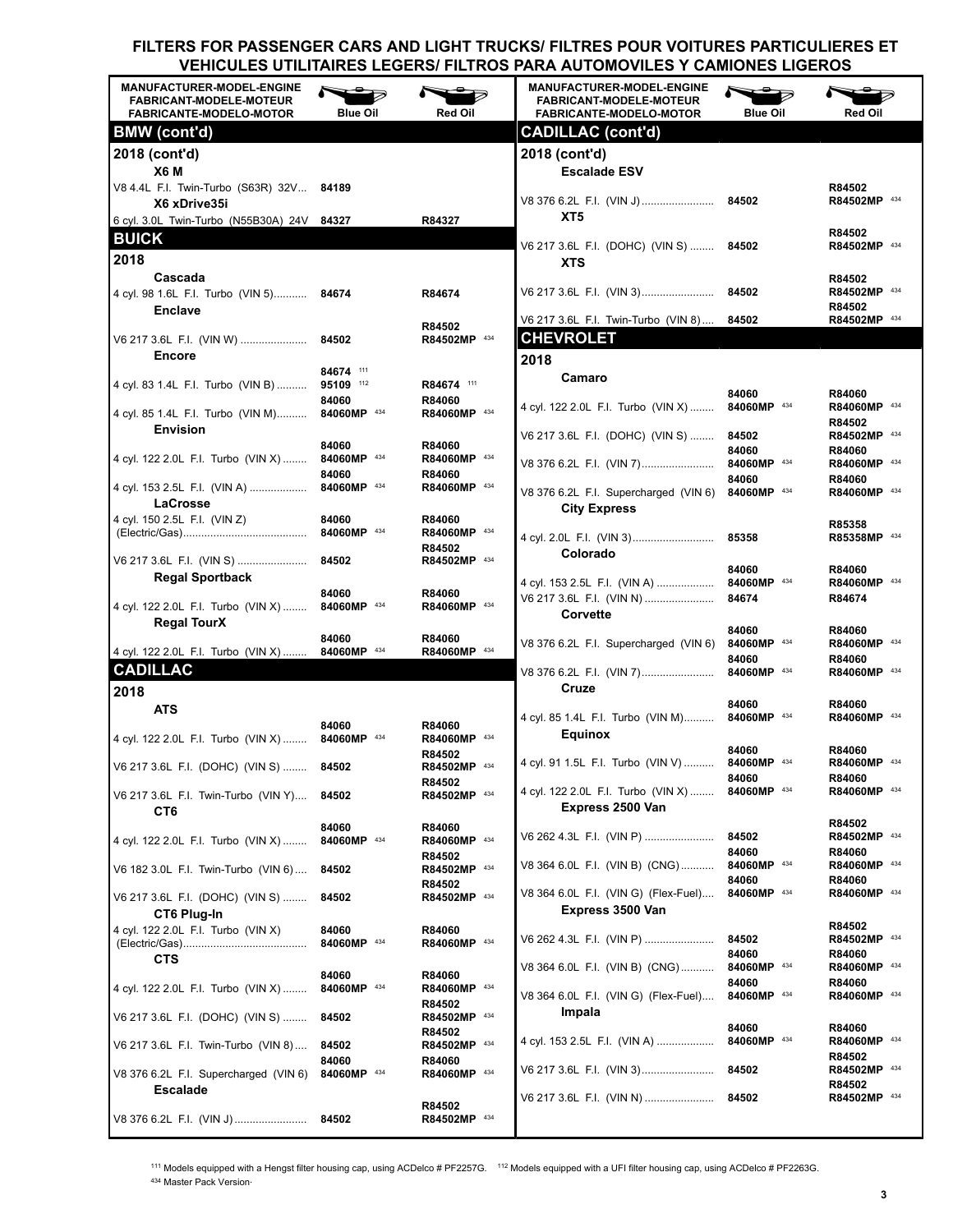# FILTERS FOR PASSENGER CARS AND LIGHT TRUCKS/ FILTRES POUR VOITURES PARTICULIERES ET VEHICULES UTILITAIRES LEGERS/ FILTROS PARA AUTOMOVILES Y CAMIONES LIGEROS

| MANUFACTURER-MODEL-ENGINE / FABRICANT-MODELE-MOTEUR / FABRICANTE-MODELO-MOTOR | Blue Oil | Red Oil |
|---|---|---|
| **BMW (cont'd)** | | |
| **2018 (cont'd)** | | |
| **X6 M** | | |
| V8 4.4L F.I. Twin-Turbo (S63R) 32V | 84189 | |
| **X6 xDrive35i** | | |
| 6 cyl. 3.0L Twin-Turbo (N55B30A) 24V | 84327 | R84327 |
| **BUICK** | | |
| **2018** | | |
| **Cascada** | | |
| 4 cyl. 98 1.6L F.I. Turbo (VIN 5) | 84674 | R84674 |
| **Enclave** | | |
| V6 217 3.6L F.I. (VIN W) | 84502 | R84502 R84502MP [434] |
| **Encore** | | |
| 4 cyl. 83 1.4L F.I. Turbo (VIN B) | 84674 [111] 95109 [112] | R84674 [111] |
| 4 cyl. 85 1.4L F.I. Turbo (VIN M) | 84060 84060MP [434] | R84060 R84060MP [434] |
| **Envision** | | |
| 4 cyl. 122 2.0L F.I. Turbo (VIN X) | 84060 84060MP [434] | R84060 R84060MP [434] |
| 4 cyl. 153 2.5L F.I. (VIN A) | 84060 84060MP [434] | R84060 R84060MP [434] |
| **LaCrosse** | | |
| 4 cyl. 150 2.5L F.I. (VIN Z) (Electric/Gas) | 84060 84060MP [434] | R84060 R84060MP [434] |
| V6 217 3.6L F.I. (VIN S) | 84502 | R84502 R84502MP [434] |
| **Regal Sportback** | | |
| 4 cyl. 122 2.0L F.I. Turbo (VIN X) | 84060 84060MP [434] | R84060 R84060MP [434] |
| **Regal TourX** | | |
| 4 cyl. 122 2.0L F.I. Turbo (VIN X) | 84060 84060MP [434] | R84060 R84060MP [434] |
| **CADILLAC** | | |
| **2018** | | |
| **ATS** | | |
| 4 cyl. 122 2.0L F.I. Turbo (VIN X) | 84060 84060MP [434] | R84060 R84060MP [434] |
| V6 217 3.6L F.I. (DOHC) (VIN S) | 84502 | R84502 R84502MP [434] |
| V6 217 3.6L F.I. Twin-Turbo (VIN Y) | 84502 | R84502 R84502MP [434] |
| **CT6** | | |
| 4 cyl. 122 2.0L F.I. Turbo (VIN X) | 84060 84060MP [434] | R84060 R84060MP [434] |
| V6 182 3.0L F.I. Twin-Turbo (VIN 6) | 84502 | R84502 R84502MP [434] |
| V6 217 3.6L F.I. (DOHC) (VIN S) | 84502 | R84502 R84502MP [434] |
| **CT6 Plug-In** | | |
| 4 cyl. 122 2.0L F.I. Turbo (VIN X) (Electric/Gas) | 84060 84060MP [434] | R84060 R84060MP [434] |
| **CTS** | | |
| 4 cyl. 122 2.0L F.I. Turbo (VIN X) | 84060 84060MP [434] | R84060 R84060MP [434] |
| V6 217 3.6L F.I. (DOHC) (VIN S) | 84502 | R84502 R84502MP [434] |
| V6 217 3.6L F.I. Twin-Turbo (VIN 8) | 84502 | R84502 R84502MP [434] |
| V8 376 6.2L F.I. Supercharged (VIN 6) | 84060 84060MP [434] | R84060 R84060MP [434] |
| **Escalade** | | |
| V8 376 6.2L F.I. (VIN J) | 84502 | R84502 R84502MP [434] |
| **CADILLAC (cont'd)** | | |
| **2018 (cont'd)** | | |
| **Escalade ESV** | | |
| V8 376 6.2L F.I. (VIN J) | 84502 | R84502 R84502MP [434] |
| **XT5** | | |
| V6 217 3.6L F.I. (DOHC) (VIN S) | 84502 | R84502 R84502MP [434] |
| **XTS** | | |
| V6 217 3.6L F.I. (VIN 3) | 84502 | R84502 R84502MP [434] |
| V6 217 3.6L F.I. Twin-Turbo (VIN 8) | 84502 | R84502 R84502MP [434] |
| **CHEVROLET** | | |
| **2018** | | |
| **Camaro** | | |
| 4 cyl. 122 2.0L F.I. Turbo (VIN X) | 84060 84060MP [434] | R84060 R84060MP [434] |
| V6 217 3.6L F.I. (DOHC) (VIN S) | 84502 | R84502 R84502MP [434] |
| V8 376 6.2L F.I. (VIN 7) | 84060 84060MP [434] | R84060 R84060MP [434] |
| V8 376 6.2L F.I. Supercharged (VIN 6) | 84060 84060MP [434] | R84060 R84060MP [434] |
| **City Express** | | |
| 4 cyl. 2.0L F.I. (VIN 3) | 85358 | R85358 R85358MP [434] |
| **Colorado** | | |
| 4 cyl. 153 2.5L F.I. (VIN A) | 84060 84060MP [434] | R84060 R84060MP [434] |
| V6 217 3.6L F.I. (VIN N) | 84674 | R84674 |
| **Corvette** | | |
| V8 376 6.2L F.I. Supercharged (VIN 6) | 84060 84060MP [434] | R84060 R84060MP [434] |
| V8 376 6.2L F.I. (VIN 7) | 84060 84060MP [434] | R84060 R84060MP [434] |
| **Cruze** | | |
| 4 cyl. 85 1.4L F.I. Turbo (VIN M) | 84060 84060MP [434] | R84060 R84060MP [434] |
| **Equinox** | | |
| 4 cyl. 91 1.5L F.I. Turbo (VIN V) | 84060 84060MP [434] | R84060 R84060MP [434] |
| 4 cyl. 122 2.0L F.I. Turbo (VIN X) | 84060 84060MP [434] | R84060 R84060MP [434] |
| **Express 2500 Van** | | |
| V6 262 4.3L F.I. (VIN P) | 84502 | R84502 R84502MP [434] |
| V8 364 6.0L F.I. (VIN B) (CNG) | 84060 84060MP [434] | R84060 R84060MP [434] |
| V8 364 6.0L F.I. (VIN G) (Flex-Fuel) | 84060 84060MP [434] | R84060 R84060MP [434] |
| **Express 3500 Van** | | |
| V6 262 4.3L F.I. (VIN P) | 84502 | R84502 R84502MP [434] |
| V8 364 6.0L F.I. (VIN B) (CNG) | 84060 84060MP [434] | R84060 R84060MP [434] |
| V8 364 6.0L F.I. (VIN G) (Flex-Fuel) | 84060 84060MP [434] | R84060 R84060MP [434] |
| **Impala** | | |
| 4 cyl. 153 2.5L F.I. (VIN A) | 84060 84060MP [434] | R84060 R84060MP [434] |
| V6 217 3.6L F.I. (VIN 3) | 84502 | R84502 R84502MP [434] |
| V6 217 3.6L F.I. (VIN N) | 84502 | R84502 R84502MP [434] |

[111] Models equipped with a Hengst filter housing cap, using ACDelco # PF2257G. [112] Models equipped with a UFI filter housing cap, using ACDelco # PF2263G.

[434] Master Pack Version·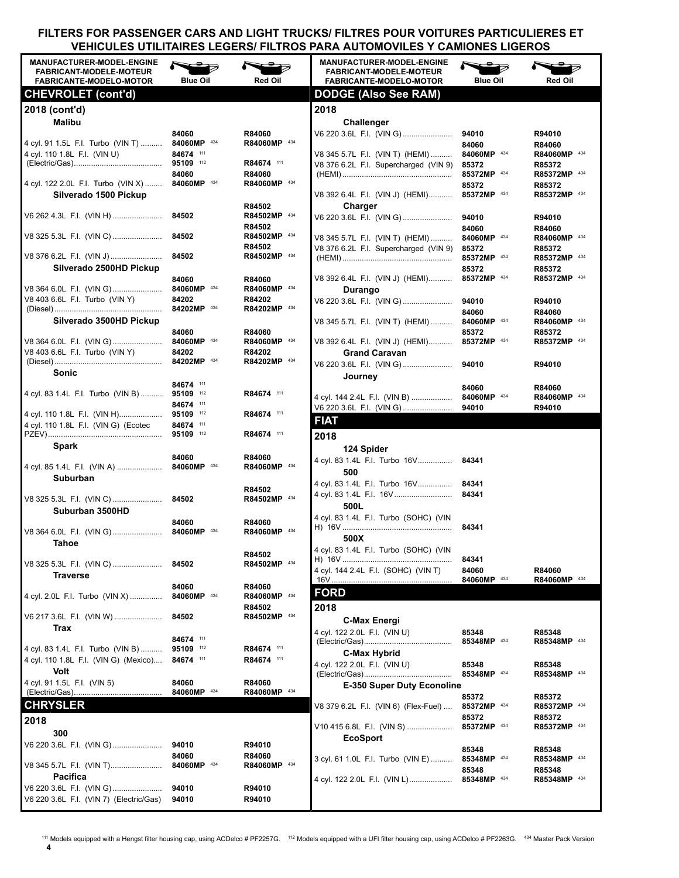# FILTERS FOR PASSENGER CARS AND LIGHT TRUCKS/ FILTRES POUR VOITURES PARTICULIERES ET VEHICULES UTILITAIRES LEGERS/ FILTROS PARA AUTOMOVILES Y CAMIONES LIGEROS

| MANUFACTURER-MODEL-ENGINE / FABRICANT-MODELE-MOTEUR / FABRICANTE-MODELO-MOTOR | Blue Oil | Red Oil |
|---|---|---|
| **CHEVROLET (cont'd)** | | |
| **2018 (cont'd)** | | |
| **Malibu** | | |
| 4 cyl. 91 1.5L F.I. Turbo (VIN T) | 84060 / 84060MP [434] | R84060 / R84060MP [434] |
| 4 cyl. 110 1.8L F.I. (VIN U) (Electric/Gas) | 84674 [111] / 95109 [112] | R84674 [111] |
| 4 cyl. 122 2.0L F.I. Turbo (VIN X) | 84060 / 84060MP [434] | R84060 / R84060MP [434] |
| **Silverado 1500 Pickup** | | |
| V6 262 4.3L F.I. (VIN H) | 84502 | R84502 / R84502MP [434] |
| V8 325 5.3L F.I. (VIN C) | 84502 | R84502 / R84502MP [434] |
| V8 376 6.2L F.I. (VIN J) | 84502 | R84502 / R84502MP [434] |
| **Silverado 2500HD Pickup** | | |
| V8 364 6.0L F.I. (VIN G) | 84060 / 84060MP [434] | R84060 / R84060MP [434] |
| V8 403 6.6L F.I. Turbo (VIN Y) (Diesel) | 84202 / 84202MP [434] | R84202 / R84202MP [434] |
| **Silverado 3500HD Pickup** | | |
| V8 364 6.0L F.I. (VIN G) | 84060 / 84060MP [434] | R84060 / R84060MP [434] |
| V8 403 6.6L F.I. Turbo (VIN Y) (Diesel) | 84202 / 84202MP [434] | R84202 / R84202MP [434] |
| **Sonic** | | |
| 4 cyl. 83 1.4L F.I. Turbo (VIN B) | 84674 [111] / 95109 [112] | R84674 [111] |
| 4 cyl. 110 1.8L F.I. (VIN H) | 84674 [111] / 95109 [112] | R84674 [111] |
| 4 cyl. 110 1.8L F.I. (VIN G) (Ecotec PZEV) | 84674 [111] / 95109 [112] | R84674 [111] |
| **Spark** | | |
| 4 cyl. 85 1.4L F.I. (VIN A) | 84060 / 84060MP [434] | R84060 / R84060MP [434] |
| **Suburban** | | |
| V8 325 5.3L F.I. (VIN C) | 84502 | R84502 / R84502MP [434] |
| **Suburban 3500HD** | | |
| V8 364 6.0L F.I. (VIN G) | 84060 / 84060MP [434] | R84060 / R84060MP [434] |
| **Tahoe** | | |
| V8 325 5.3L F.I. (VIN C) | 84502 | R84502 / R84502MP [434] |
| **Traverse** | | |
| 4 cyl. 2.0L F.I. Turbo (VIN X) | 84060 / 84060MP [434] | R84060 / R84060MP [434] |
| V6 217 3.6L F.I. (VIN W) | 84502 | R84502 / R84502MP [434] |
| **Trax** | | |
| 4 cyl. 83 1.4L F.I. Turbo (VIN B) | 84674 [111] / 95109 [112] | R84674 [111] |
| 4 cyl. 110 1.8L F.I. (VIN G) (Mexico) | 84674 [111] | R84674 [111] |
| **Volt** | | |
| 4 cyl. 91 1.5L F.I. (VIN 5) (Electric/Gas) | 84060 / 84060MP [434] | R84060 / R84060MP [434] |
| **CHRYSLER** | | |
| **2018** | | |
| **300** | | |
| V6 220 3.6L F.I. (VIN G) | 94010 | R94010 |
| V8 345 5.7L F.I. (VIN T) | 84060 / 84060MP [434] | R84060 / R84060MP [434] |
| **Pacifica** | | |
| V6 220 3.6L F.I. (VIN G) | 94010 | R94010 |
| V6 220 3.6L F.I. (VIN 7) (Electric/Gas) | 94010 | R94010 |
| **DODGE (Also See RAM)** | | |
| **2018** | | |
| **Challenger** | | |
| V6 220 3.6L F.I. (VIN G) | 94010 | R94010 |
| V8 345 5.7L F.I. (VIN T) (HEMI) | 84060 / 84060MP [434] | R84060 / R84060MP [434] |
| V8 376 6.2L F.I. Supercharged (VIN 9) (HEMI) | 85372 / 85372MP [434] | R85372 / R85372MP [434] |
| V8 392 6.4L F.I. (VIN J) (HEMI) | 85372 / 85372MP [434] | R85372 / R85372MP [434] |
| **Charger** | | |
| V6 220 3.6L F.I. (VIN G) | 94010 | R94010 |
| V8 345 5.7L F.I. (VIN T) (HEMI) | 84060 / 84060MP [434] | R84060 / R84060MP [434] |
| V8 376 6.2L F.I. Supercharged (VIN 9) (HEMI) | 85372 / 85372MP [434] | R85372 / R85372MP [434] |
| V8 392 6.4L F.I. (VIN J) (HEMI) | 85372 / 85372MP [434] | R85372 / R85372MP [434] |
| **Durango** | | |
| V6 220 3.6L F.I. (VIN G) | 94010 | R94010 |
| V8 345 5.7L F.I. (VIN T) (HEMI) | 84060 / 84060MP [434] | R84060 / R84060MP [434] |
| V8 392 6.4L F.I. (VIN J) (HEMI) | 85372 / 85372MP [434] | R85372 / R85372MP [434] |
| **Grand Caravan** | | |
| V6 220 3.6L F.I. (VIN G) | 94010 | R94010 |
| **Journey** | | |
| 4 cyl. 144 2.4L F.I. (VIN B) | 84060 / 84060MP [434] | R84060 / R84060MP [434] |
| V6 220 3.6L F.I. (VIN G) | 94010 | R94010 |
| **FIAT** | | |
| **2018** | | |
| **124 Spider** | | |
| 4 cyl. 83 1.4L F.I. Turbo 16V | 84341 | |
| **500** | | |
| 4 cyl. 83 1.4L F.I. Turbo 16V | 84341 | |
| 4 cyl. 83 1.4L F.I. 16V | 84341 | |
| **500L** | | |
| 4 cyl. 83 1.4L F.I. Turbo (SOHC) (VIN H) 16V | 84341 | |
| **500X** | | |
| 4 cyl. 83 1.4L F.I. Turbo (SOHC) (VIN H) 16V | 84341 | |
| 4 cyl. 144 2.4L F.I. (SOHC) (VIN T) 16V | 84060 / 84060MP [434] | R84060 / R84060MP [434] |
| **FORD** | | |
| **2018** | | |
| **C-Max Energi** | | |
| 4 cyl. 122 2.0L F.I. (VIN U) (Electric/Gas) | 85348 / 85348MP [434] | R85348 / R85348MP [434] |
| **C-Max Hybrid** | | |
| 4 cyl. 122 2.0L F.I. (VIN U) (Electric/Gas) | 85348 / 85348MP [434] | R85348 / R85348MP [434] |
| **E-350 Super Duty Econoline** | | |
| V8 379 6.2L F.I. (VIN 6) (Flex-Fuel) | 85372 / 85372MP [434] | R85372 / R85372MP [434] |
| V10 415 6.8L F.I. (VIN S) | 85372 / 85372MP [434] | R85372 / R85372MP [434] |
| **EcoSport** | | |
| 3 cyl. 61 1.0L F.I. Turbo (VIN E) | 85348 / 85348MP [434] | R85348 / R85348MP [434] |
| 4 cyl. 122 2.0L F.I. (VIN L) | 85348 / 85348MP [434] | R85348 / R85348MP [434] |

[111] Models equipped with a Hengst filter housing cap, using ACDelco # PF2257G. [112] Models equipped with a UFI filter housing cap, using ACDelco # PF2263G. [434] Master Pack Version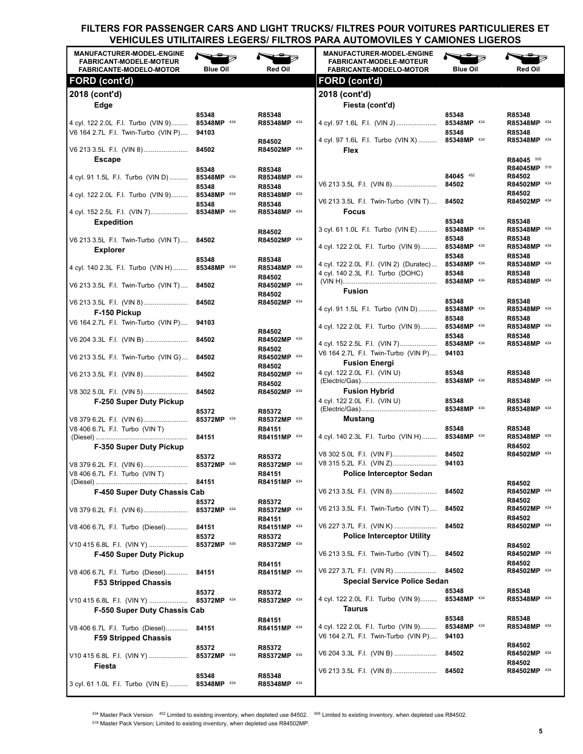# FILTERS FOR PASSENGER CARS AND LIGHT TRUCKS/ FILTRES POUR VOITURES PARTICULIERES ET VEHICULES UTILITAIRES LEGERS/ FILTROS PARA AUTOMOVILES Y CAMIONES LIGEROS

| MANUFACTURER-MODEL-ENGINE / FABRICANT-MODELE-MOTEUR / FABRICANTE-MODELO-MOTOR | Blue Oil | Red Oil |
|---|---|---|
| **FORD (cont'd)** | | |
| **2018 (cont'd)** | | |
| **Edge** | | |
| 4 cyl. 122 2.0L F.I. Turbo (VIN 9) | 85348<br>85348MP [434] | R85348<br>R85348MP [434] |
| V6 164 2.7L F.I. Twin-Turbo (VIN P) | 94103 | |
| V6 213 3.5L F.I. (VIN 8) | 84502 | R84502<br>R84502MP [434] |
| **Escape** | | |
| 4 cyl. 91 1.5L F.I. Turbo (VIN D) | 85348<br>85348MP [434] | R85348<br>R85348MP [434] |
| 4 cyl. 122 2.0L F.I. Turbo (VIN 9) | 85348<br>85348MP [434] | R85348<br>R85348MP [434] |
| 4 cyl. 152 2.5L F.I. (VIN 7) | 85348<br>85348MP [434] | R85348<br>R85348MP [434] |
| **Expedition** | | |
| V6 213 3.5L F.I. Twin-Turbo (VIN T) | 84502 | R84502<br>R84502MP [434] |
| **Explorer** | | |
| 4 cyl. 140 2.3L F.I. Turbo (VIN H) | 85348<br>85348MP [434] | R85348<br>R85348MP [434] |
| V6 213 3.5L F.I. Twin-Turbo (VIN T) | 84502 | R84502<br>R84502MP [434] |
| V6 213 3.5L F.I. (VIN 8) | 84502 | R84502<br>R84502MP [434] |
| **F-150 Pickup** | | |
| V6 164 2.7L F.I. Twin-Turbo (VIN P) | 94103 | |
| V6 204 3.3L F.I. (VIN B) | 84502 | R84502<br>R84502MP [434] |
| V6 213 3.5L F.I. Twin-Turbo (VIN G) | 84502 | R84502<br>R84502MP [434] |
| V6 213 3.5L F.I. (VIN 8) | 84502 | R84502<br>R84502MP [434] |
| V8 302 5.0L F.I. (VIN 5) | 84502 | R84502<br>R84502MP [434] |
| **F-250 Super Duty Pickup** | | |
| V8 379 6.2L F.I. (VIN 6) | 85372<br>85372MP [434] | R85372<br>R85372MP [434] |
| V8 406 6.7L F.I. Turbo (VIN T) (Diesel) | 84151 | R84151<br>R84151MP [434] |
| **F-350 Super Duty Pickup** | | |
| V8 379 6.2L F.I. (VIN 6) | 85372<br>85372MP [434] | R85372<br>R85372MP [434] |
| V8 406 6.7L F.I. Turbo (VIN T) (Diesel) | 84151 | R84151<br>R84151MP [434] |
| **F-450 Super Duty Chassis Cab** | | |
| V8 379 6.2L F.I. (VIN 6) | 85372<br>85372MP [434] | R85372<br>R85372MP [434] |
| V8 406 6.7L F.I. Turbo (Diesel) | 84151 | R84151<br>R84151MP [434] |
| V10 415 6.8L F.I. (VIN Y) | 85372<br>85372MP [434] | R85372<br>R85372MP [434] |
| **F-450 Super Duty Pickup** | | |
| V8 406 6.7L F.I. Turbo (Diesel) | 84151 | R84151<br>R84151MP [434] |
| **F53 Stripped Chassis** | | |
| V10 415 6.8L F.I. (VIN Y) | 85372<br>85372MP [434] | R85372<br>R85372MP [434] |
| **F-550 Super Duty Chassis Cab** | | |
| V8 406 6.7L F.I. Turbo (Diesel) | 84151 | R84151<br>R84151MP [434] |
| **F59 Stripped Chassis** | | |
| V10 415 6.8L F.I. (VIN Y) | 85372<br>85372MP [434] | R85372<br>R85372MP [434] |
| **Fiesta** | | |
| 3 cyl. 61 1.0L F.I. Turbo (VIN E) | 85348<br>85348MP [434] | R85348<br>R85348MP [434] |

| MANUFACTURER-MODEL-ENGINE / FABRICANT-MODELE-MOTEUR / FABRICANTE-MODELO-MOTOR | Blue Oil | Red Oil |
|---|---|---|
| **FORD (cont'd)** | | |
| **2018 (cont'd)** | | |
| **Fiesta (cont'd)** | | |
| 4 cyl. 97 1.6L F.I. (VIN J) | 85348<br>85348MP [434] | R85348<br>R85348MP [434] |
| 4 cyl. 97 1.6L F.I. Turbo (VIN X) | 85348<br>85348MP [434] | R85348<br>R85348MP [434] |
| **Flex** | | |
| V6 213 3.5L F.I. (VIN 8) | 84045 [452]<br>84502 | R84045 [505]<br>R84045MP [519]<br>R84502<br>R84502MP [434] |
| V6 213 3.5L F.I. Twin-Turbo (VIN T) | 84502 | R84502<br>R84502MP [434] |
| **Focus** | | |
| 3 cyl. 61 1.0L F.I. Turbo (VIN E) | 85348<br>85348MP [434] | R85348<br>R85348MP [434] |
| 4 cyl. 122 2.0L F.I. Turbo (VIN 9) | 85348<br>85348MP [434] | R85348<br>R85348MP [434] |
| 4 cyl. 122 2.0L F.I. (VIN 2) (Duratec) | 85348<br>85348MP [434] | R85348<br>R85348MP [434] |
| 4 cyl. 140 2.3L F.I. Turbo (DOHC) (VIN H) | 85348<br>85348MP [434] | R85348<br>R85348MP [434] |
| **Fusion** | | |
| 4 cyl. 91 1.5L F.I. Turbo (VIN D) | 85348<br>85348MP [434] | R85348<br>R85348MP [434] |
| 4 cyl. 122 2.0L F.I. Turbo (VIN 9) | 85348<br>85348MP [434] | R85348<br>R85348MP [434] |
| 4 cyl. 152 2.5L F.I. (VIN 7) | 85348<br>85348MP [434] | R85348<br>R85348MP [434] |
| V6 164 2.7L F.I. Twin-Turbo (VIN P) | 94103 | |
| **Fusion Energi** | | |
| 4 cyl. 122 2.0L F.I. (VIN U) (Electric/Gas) | 85348<br>85348MP [434] | R85348<br>R85348MP [434] |
| **Fusion Hybrid** | | |
| 4 cyl. 122 2.0L F.I. (VIN U) (Electric/Gas) | 85348<br>85348MP [434] | R85348<br>R85348MP [434] |
| **Mustang** | | |
| 4 cyl. 140 2.3L F.I. Turbo (VIN H) | 85348<br>85348MP [434] | R85348<br>R85348MP [434] |
| V8 302 5.0L F.I. (VIN F) | 84502 | R84502<br>R84502MP [434] |
| V8 315 5.2L F.I. (VIN Z) | 94103 | |
| **Police Interceptor Sedan** | | |
| V6 213 3.5L F.I. (VIN 8) | 84502 | R84502<br>R84502MP [434] |
| V6 213 3.5L F.I. Twin-Turbo (VIN T) | 84502 | R84502<br>R84502MP [434] |
| V6 227 3.7L F.I. (VIN K) | 84502 | R84502<br>R84502MP [434] |
| **Police Interceptor Utility** | | |
| V6 213 3.5L F.I. Twin-Turbo (VIN T) | 84502 | R84502<br>R84502MP [434] |
| V6 227 3.7L F.I. (VIN R) | 84502 | R84502<br>R84502MP [434] |
| **Special Service Police Sedan** | | |
| 4 cyl. 122 2.0L F.I. Turbo (VIN 9) | 85348<br>85348MP [434] | R85348<br>R85348MP [434] |
| **Taurus** | | |
| 4 cyl. 122 2.0L F.I. Turbo (VIN 9) | 85348<br>85348MP [434] | R85348<br>R85348MP [434] |
| V6 164 2.7L F.I. Twin-Turbo (VIN P) | 94103 | |
| V6 204 3.3L F.I. (VIN B) | 84502 | R84502<br>R84502MP [434] |
| V6 213 3.5L F.I. (VIN 8) | 84502 | R84502<br>R84502MP [434] |

[434] Master Pack Version [452] Limited to existing inventory, when depleted use 84502. [505] Limited to existing inventory, when depleted use R84502.
[519] Master Pack Version; Limited to existing inventory, when depleted use R84502MP.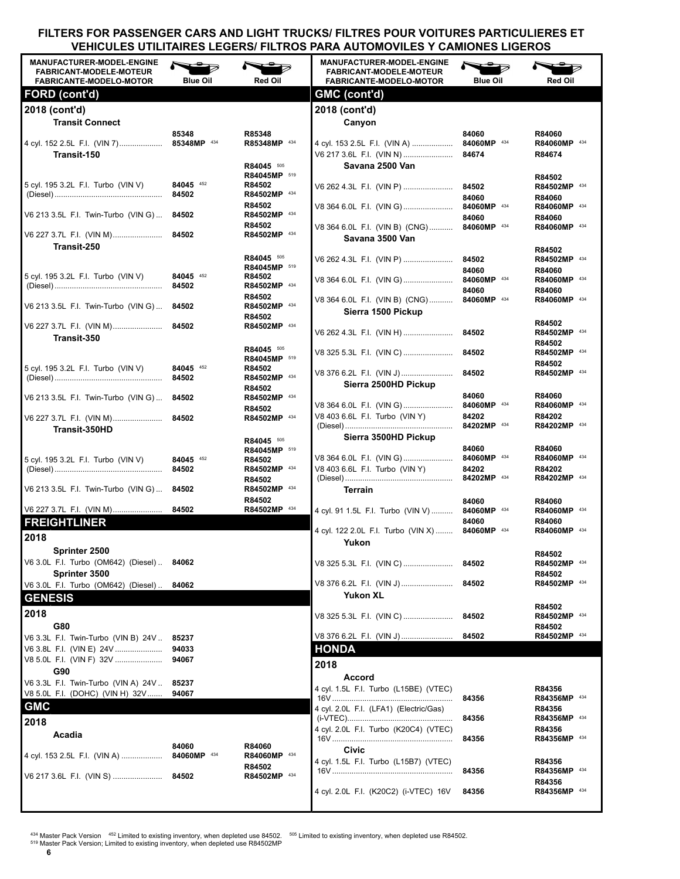# FILTERS FOR PASSENGER CARS AND LIGHT TRUCKS/ FILTRES POUR VOITURES PARTICULIERES ET VEHICULES UTILITAIRES LEGERS/ FILTROS PARA AUTOMOVILES Y CAMIONES LIGEROS

| MANUFACTURER-MODEL-ENGINE / FABRICANT-MODELE-MOTEUR / FABRICANTE-MODELO-MOTOR | Blue Oil | Red Oil |
|---|---|---|
| **FORD (cont'd)** | | |
| **2018 (cont'd)** | | |
| **Transit Connect** | | |
| 4 cyl. 152 2.5L F.I. (VIN 7) | 85348<br>85348MP [434] | R85348<br>R85348MP [434] |
| **Transit-150** | | |
| 5 cyl. 195 3.2L F.I. Turbo (VIN V) (Diesel) | 84045 [452]<br>84502 | R84045 [505]<br>R84045MP [519]<br>R84502<br>R84502MP [434] |
| V6 213 3.5L F.I. Twin-Turbo (VIN G) | 84502 | R84502<br>R84502MP [434] |
| V6 227 3.7L F.I. (VIN M) | 84502 | R84502<br>R84502MP [434] |
| **Transit-250** | | |
| 5 cyl. 195 3.2L F.I. Turbo (VIN V) (Diesel) | 84045 [452]<br>84502 | R84045 [505]<br>R84045MP [519]<br>R84502<br>R84502MP [434] |
| V6 213 3.5L F.I. Twin-Turbo (VIN G) | 84502 | R84502<br>R84502MP [434] |
| V6 227 3.7L F.I. (VIN M) | 84502 | R84502<br>R84502MP [434] |
| **Transit-350** | | |
| 5 cyl. 195 3.2L F.I. Turbo (VIN V) (Diesel) | 84045 [452]<br>84502 | R84045 [505]<br>R84045MP [519]<br>R84502<br>R84502MP [434] |
| V6 213 3.5L F.I. Twin-Turbo (VIN G) | 84502 | R84502<br>R84502MP [434] |
| V6 227 3.7L F.I. (VIN M) | 84502 | R84502<br>R84502MP [434] |
| **Transit-350HD** | | |
| 5 cyl. 195 3.2L F.I. Turbo (VIN V) (Diesel) | 84045 [452]<br>84502 | R84045 [505]<br>R84045MP [519]<br>R84502<br>R84502MP [434] |
| V6 213 3.5L F.I. Twin-Turbo (VIN G) | 84502 | R84502<br>R84502MP [434] |
| V6 227 3.7L F.I. (VIN M) | 84502 | R84502<br>R84502MP [434] |
| **FREIGHTLINER** | | |
| **2018** | | |
| **Sprinter 2500** | | |
| V6 3.0L F.I. Turbo (OM642) (Diesel) | 84062 | |
| **Sprinter 3500** | | |
| V6 3.0L F.I. Turbo (OM642) (Diesel) | 84062 | |
| **GENESIS** | | |
| **2018** | | |
| **G80** | | |
| V6 3.3L F.I. Twin-Turbo (VIN B) 24V | 85237 | |
| V6 3.8L F.I. (VIN E) 24V | 94033 | |
| V8 5.0L F.I. (VIN F) 32V | 94067 | |
| **G90** | | |
| V6 3.3L F.I. Twin-Turbo (VIN A) 24V | 85237 | |
| V8 5.0L F.I. (DOHC) (VIN H) 32V | 94067 | |
| **GMC** | | |
| **2018** | | |
| **Acadia** | | |
| 4 cyl. 153 2.5L F.I. (VIN A) | 84060<br>84060MP [434] | R84060<br>R84060MP [434] |
| V6 217 3.6L F.I. (VIN S) | 84502 | R84502<br>R84502MP [434] |
| **GMC (cont'd)** | | |
| **2018 (cont'd)** | | |
| **Canyon** | | |
| 4 cyl. 153 2.5L F.I. (VIN A) | 84060<br>84060MP [434] | R84060<br>R84060MP [434] |
| V6 217 3.6L F.I. (VIN N) | 84674 | R84674 |
| **Savana 2500 Van** | | |
| V6 262 4.3L F.I. (VIN P) | 84502 | R84502<br>R84502MP [434] |
| V8 364 6.0L F.I. (VIN G) | 84060<br>84060MP [434] | R84060<br>R84060MP [434] |
| V8 364 6.0L F.I. (VIN B) (CNG) | 84060<br>84060MP [434] | R84060<br>R84060MP [434] |
| **Savana 3500 Van** | | |
| V6 262 4.3L F.I. (VIN P) | 84502 | R84502<br>R84502MP [434] |
| V8 364 6.0L F.I. (VIN G) | 84060<br>84060MP [434] | R84060<br>R84060MP [434] |
| V8 364 6.0L F.I. (VIN B) (CNG) | 84060<br>84060MP [434] | R84060<br>R84060MP [434] |
| **Sierra 1500 Pickup** | | |
| V6 262 4.3L F.I. (VIN H) | 84502 | R84502<br>R84502MP [434] |
| V8 325 5.3L F.I. (VIN C) | 84502 | R84502<br>R84502MP [434] |
| V8 376 6.2L F.I. (VIN J) | 84502 | R84502<br>R84502MP [434] |
| **Sierra 2500HD Pickup** | | |
| V8 364 6.0L F.I. (VIN G) | 84060<br>84060MP [434] | R84060<br>R84060MP [434] |
| V8 403 6.6L F.I. Turbo (VIN Y) (Diesel) | 84202<br>84202MP [434] | R84202<br>R84202MP [434] |
| **Sierra 3500HD Pickup** | | |
| V8 364 6.0L F.I. (VIN G) | 84060<br>84060MP [434] | R84060<br>R84060MP [434] |
| V8 403 6.6L F.I. Turbo (VIN Y) (Diesel) | 84202<br>84202MP [434] | R84202<br>R84202MP [434] |
| **Terrain** | | |
| 4 cyl. 91 1.5L F.I. Turbo (VIN V) | 84060<br>84060MP [434] | R84060<br>R84060MP [434] |
| 4 cyl. 122 2.0L F.I. Turbo (VIN X) | 84060<br>84060MP [434] | R84060<br>R84060MP [434] |
| **Yukon** | | |
| V8 325 5.3L F.I. (VIN C) | 84502 | R84502<br>R84502MP [434] |
| V8 376 6.2L F.I. (VIN J) | 84502 | R84502<br>R84502MP [434] |
| **Yukon XL** | | |
| V8 325 5.3L F.I. (VIN C) | 84502 | R84502<br>R84502MP [434] |
| V8 376 6.2L F.I. (VIN J) | 84502 | R84502<br>R84502MP [434] |
| **HONDA** | | |
| **2018** | | |
| **Accord** | | |
| 4 cyl. 1.5L F.I. Turbo (L15BE) (VTEC) 16V | 84356 | R84356<br>R84356MP [434] |
| 4 cyl. 2.0L F.I. (LFA1) (Electric/Gas) (i-VTEC) | 84356 | R84356<br>R84356MP [434] |
| 4 cyl. 2.0L F.I. Turbo (K20C4) (VTEC) 16V | 84356 | R84356<br>R84356MP [434] |
| **Civic** | | |
| 4 cyl. 1.5L F.I. Turbo (L15B7) (VTEC) 16V | 84356 | R84356<br>R84356MP [434] |
| 4 cyl. 2.0L F.I. (K20C2) (i-VTEC) 16V | 84356 | R84356<br>R84356MP [434] |

[434] Master Pack Version [452] Limited to existing inventory, when depleted use 84502. [505] Limited to existing inventory, when depleted use R84502.
[519] Master Pack Version; Limited to existing inventory, when depleted use R84502MP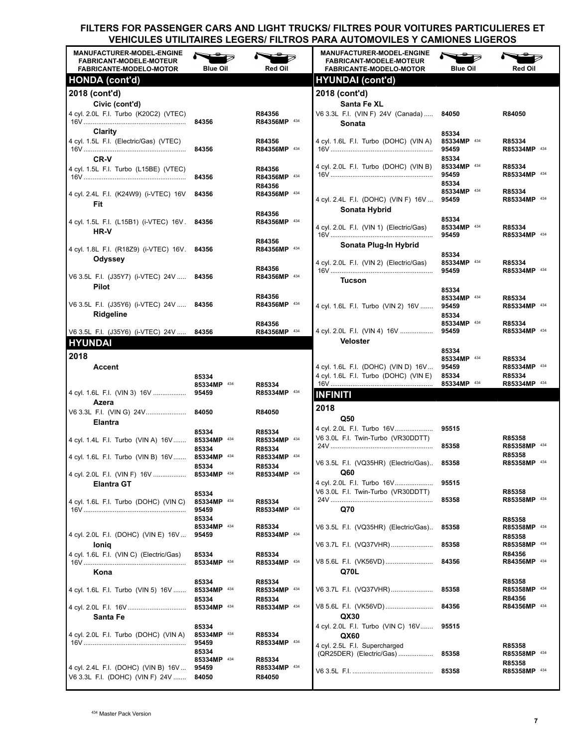# FILTERS FOR PASSENGER CARS AND LIGHT TRUCKS/ FILTRES POUR VOITURES PARTICULIERES ET VEHICULES UTILITAIRES LEGERS/ FILTROS PARA AUTOMOVILES Y CAMIONES LIGEROS

| MANUFACTURER-MODEL-ENGINE / FABRICANT-MODELE-MOTEUR / FABRICANTE-MODELO-MOTOR | Blue Oil | Red Oil |
|---|---|---|
| **HONDA (cont'd)** | | |
| **2018 (cont'd)** | | |
| **Civic (cont'd)** | | |
| 4 cyl. 2.0L F.I. Turbo (K20C2) (VTEC) 16V | 84356 | R84356<br>R84356MP [434] |
| **Clarity** | | |
| 4 cyl. 1.5L F.I. (Electric/Gas) (VTEC) 16V | 84356 | R84356<br>R84356MP [434] |
| **CR-V** | | |
| 4 cyl. 1.5L F.I. Turbo (L15BE) (VTEC) 16V | 84356 | R84356<br>R84356MP [434] |
| 4 cyl. 2.4L F.I. (K24W9) (i-VTEC) 16V | 84356 | R84356<br>R84356MP [434] |
| **Fit** | | |
| 4 cyl. 1.5L F.I. (L15B1) (i-VTEC) 16V | 84356 | R84356<br>R84356MP [434] |
| **HR-V** | | |
| 4 cyl. 1.8L F.I. (R18Z9) (i-VTEC) 16V | 84356 | R84356<br>R84356MP [434] |
| **Odyssey** | | |
| V6 3.5L F.I. (J35Y7) (i-VTEC) 24V | 84356 | R84356<br>R84356MP [434] |
| **Pilot** | | |
| V6 3.5L F.I. (J35Y6) (i-VTEC) 24V | 84356 | R84356<br>R84356MP [434] |
| **Ridgeline** | | |
| V6 3.5L F.I. (J35Y6) (i-VTEC) 24V | 84356 | R84356<br>R84356MP [434] |
| **HYUNDAI** | | |
| **2018** | | |
| **Accent** | | |
| 4 cyl. 1.6L F.I. (VIN 3) 16V | 85334<br>85334MP [434]<br>95459 | R85334<br>R85334MP [434] |
| **Azera** | | |
| V6 3.3L F.I. (VIN G) 24V | 84050 | R84050 |
| **Elantra** | | |
| 4 cyl. 1.4L F.I. Turbo (VIN A) 16V | 85334<br>85334MP [434] | R85334<br>R85334MP [434] |
| 4 cyl. 1.6L F.I. Turbo (VIN B) 16V | 85334<br>85334MP [434] | R85334<br>R85334MP [434] |
| 4 cyl. 2.0L F.I. (VIN F) 16V | 85334<br>85334MP [434] | R85334<br>R85334MP [434] |
| **Elantra GT** | | |
| 4 cyl. 1.6L F.I. Turbo (DOHC) (VIN C) 16V | 85334<br>85334MP [434]<br>95459 | R85334<br>R85334MP [434] |
| 4 cyl. 2.0L F.I. (DOHC) (VIN E) 16V | 85334<br>85334MP [434]<br>95459 | R85334<br>R85334MP [434] |
| **Ioniq** | | |
| 4 cyl. 1.6L F.I. (VIN C) (Electric/Gas) 16V | 85334<br>85334MP [434] | R85334<br>R85334MP [434] |
| **Kona** | | |
| 4 cyl. 1.6L F.I. Turbo (VIN 5) 16V | 85334<br>85334MP [434] | R85334<br>R85334MP [434] |
| 4 cyl. 2.0L F.I. 16V | 85334<br>85334MP [434] | R85334<br>R85334MP [434] |
| **Santa Fe** | | |
| 4 cyl. 2.0L F.I. Turbo (DOHC) (VIN A) 16V | 85334<br>85334MP [434]<br>95459 | R85334<br>R85334MP [434] |
| 4 cyl. 2.4L F.I. (DOHC) (VIN B) 16V | 85334<br>85334MP [434]<br>95459 | R85334<br>R85334MP [434] |
| V6 3.3L F.I. (DOHC) (VIN F) 24V | 84050 | R84050 |
| **HYUNDAI (cont'd)** | | |
| **2018 (cont'd)** | | |
| **Santa Fe XL** | | |
| V6 3.3L F.I. (VIN F) 24V (Canada) | 84050 | R84050 |
| **Sonata** | | |
| 4 cyl. 1.6L F.I. Turbo (DOHC) (VIN A) 16V | 85334<br>85334MP [434]<br>95459 | R85334<br>R85334MP [434] |
| 4 cyl. 2.0L F.I. Turbo (DOHC) (VIN B) 16V | 85334<br>85334MP [434]<br>95459 | R85334<br>R85334MP [434] |
| 4 cyl. 2.4L F.I. (DOHC) (VIN F) 16V | 85334<br>85334MP [434]<br>95459 | R85334<br>R85334MP [434] |
| **Sonata Hybrid** | | |
| 4 cyl. 2.0L F.I. (VIN 1) (Electric/Gas) 16V | 85334<br>85334MP [434]<br>95459 | R85334<br>R85334MP [434] |
| **Sonata Plug-In Hybrid** | | |
| 4 cyl. 2.0L F.I. (VIN 2) (Electric/Gas) 16V | 85334<br>85334MP [434]<br>95459 | R85334<br>R85334MP [434] |
| **Tucson** | | |
| 4 cyl. 1.6L F.I. Turbo (VIN 2) 16V | 85334<br>85334MP [434]<br>95459 | R85334<br>R85334MP [434] |
| 4 cyl. 2.0L F.I. (VIN 4) 16V | 85334<br>85334MP [434]<br>95459 | R85334<br>R85334MP [434] |
| **Veloster** | | |
| 4 cyl. 1.6L F.I. (DOHC) (VIN D) 16V | 85334<br>85334MP [434]<br>95459 | R85334<br>R85334MP [434] |
| 4 cyl. 1.6L F.I. Turbo (DOHC) (VIN E) 16V | 85334<br>85334MP [434] | R85334<br>R85334MP [434] |
| **INFINITI** | | |
| **2018** | | |
| **Q50** | | |
| 4 cyl. 2.0L F.I. Turbo 16V | 95515 | |
| V6 3.0L F.I. Twin-Turbo (VR30DDTT) 24V | 85358 | R85358<br>R85358MP [434] |
| V6 3.5L F.I. (VQ35HR) (Electric/Gas) | 85358 | R85358<br>R85358MP [434] |
| **Q60** | | |
| 4 cyl. 2.0L F.I. Turbo 16V | 95515 | |
| V6 3.0L F.I. Twin-Turbo (VR30DDTT) 24V | 85358 | R85358<br>R85358MP [434] |
| **Q70** | | |
| V6 3.5L F.I. (VQ35HR) (Electric/Gas) | 85358 | R85358<br>R85358MP [434] |
| V6 3.7L F.I. (VQ37VHR) | 85358 | R85358<br>R85358MP [434] |
| V8 5.6L F.I. (VK56VD) | 84356 | R84356<br>R84356MP [434] |
| **Q70L** | | |
| V6 3.7L F.I. (VQ37VHR) | 85358 | R85358<br>R85358MP [434] |
| V8 5.6L F.I. (VK56VD) | 84356 | R84356<br>R84356MP [434] |
| **QX30** | | |
| 4 cyl. 2.0L F.I. Turbo (VIN C) 16V | 95515 | |
| **QX60** | | |
| 4 cyl. 2.5L F.I. Supercharged (QR25DER) (Electric/Gas) | 85358 | R85358<br>R85358MP [434] |
| V6 3.5L F.I. | 85358 | R85358<br>R85358MP [434] |

[434] Master Pack Version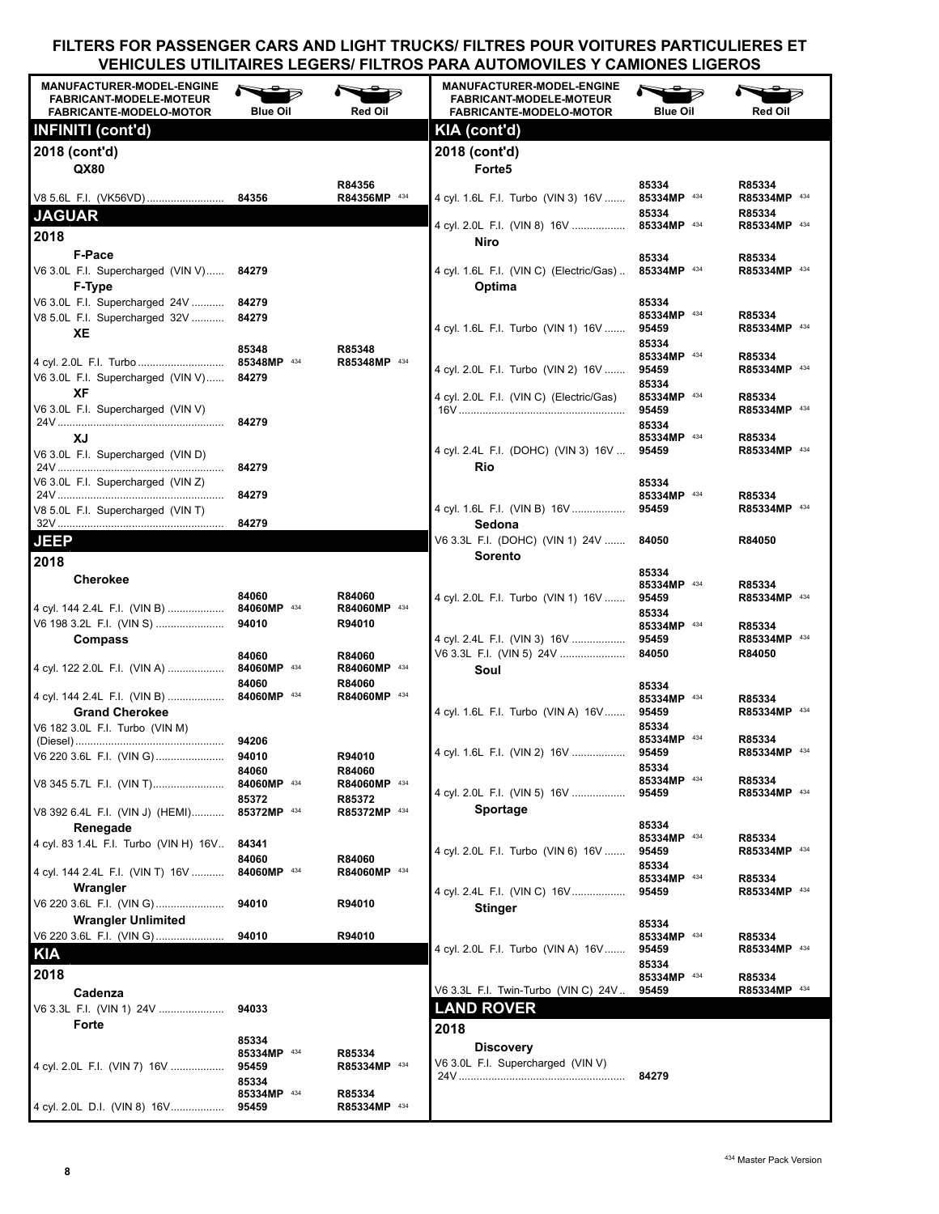# FILTERS FOR PASSENGER CARS AND LIGHT TRUCKS/ FILTRES POUR VOITURES PARTICULIERES ET VEHICULES UTILITAIRES LEGERS/ FILTROS PARA AUTOMOVILES Y CAMIONES LIGEROS

| MANUFACTURER-MODEL-ENGINE / FABRICANT-MODELE-MOTEUR / FABRICANTE-MODELO-MOTOR | Blue Oil | Red Oil |
|---|---|---|
| **INFINITI (cont'd)** | | |
| **2018 (cont'd)** | | |
| **QX80** | | |
| V8 5.6L F.I. (VK56VD) | 84356 | R84356 R84356MP [434] |
| **JAGUAR** | | |
| **2018** | | |
| **F-Pace** | | |
| V6 3.0L F.I. Supercharged (VIN V) | 84279 | |
| **F-Type** | | |
| V6 3.0L F.I. Supercharged 24V | 84279 | |
| V8 5.0L F.I. Supercharged 32V | 84279 | |
| **XE** | | |
| 4 cyl. 2.0L F.I. Turbo | 85348 85348MP [434] | R85348 R85348MP [434] |
| V6 3.0L F.I. Supercharged (VIN V) | 84279 | |
| **XF** | | |
| V6 3.0L F.I. Supercharged (VIN V) 24V | 84279 | |
| **XJ** | | |
| V6 3.0L F.I. Supercharged (VIN D) 24V | 84279 | |
| V6 3.0L F.I. Supercharged (VIN Z) 24V | 84279 | |
| V8 5.0L F.I. Supercharged (VIN T) 32V | 84279 | |
| **JEEP** | | |
| **2018** | | |
| **Cherokee** | | |
| 4 cyl. 144 2.4L F.I. (VIN B) | 84060 84060MP [434] | R84060 R84060MP [434] |
| V6 198 3.2L F.I. (VIN S) | 94010 | R94010 |
| **Compass** | | |
| 4 cyl. 122 2.0L F.I. (VIN A) | 84060 84060MP [434] | R84060 R84060MP [434] |
| 4 cyl. 144 2.4L F.I. (VIN B) | 84060 84060MP [434] | R84060 R84060MP [434] |
| **Grand Cherokee** | | |
| V6 182 3.0L F.I. Turbo (VIN M) (Diesel) | 94206 | |
| V6 220 3.6L F.I. (VIN G) | 94010 | R94010 |
| V8 345 5.7L F.I. (VIN T) | 84060 84060MP [434] | R84060 R84060MP [434] |
| V8 392 6.4L F.I. (VIN J) (HEMI) | 85372 85372MP [434] | R85372 R85372MP [434] |
| **Renegade** | | |
| 4 cyl. 83 1.4L F.I. Turbo (VIN H) 16V | 84341 | |
| 4 cyl. 144 2.4L F.I. (VIN T) 16V | 84060 84060MP [434] | R84060 R84060MP [434] |
| **Wrangler** | | |
| V6 220 3.6L F.I. (VIN G) | 94010 | R94010 |
| **Wrangler Unlimited** | | |
| V6 220 3.6L F.I. (VIN G) | 94010 | R94010 |
| **KIA** | | |
| **2018** | | |
| **Cadenza** | | |
| V6 3.3L F.I. (VIN 1) 24V | 94033 | |
| **Forte** | | |
| 4 cyl. 2.0L F.I. (VIN 7) 16V | 85334 85334MP [434] 95459 | R85334 R85334MP [434] |
| 4 cyl. 2.0L D.I. (VIN 8) 16V | 85334 85334MP [434] 95459 | R85334 R85334MP [434] |
| **KIA (cont'd)** | | |
| **2018 (cont'd)** | | |
| **Forte5** | | |
| 4 cyl. 1.6L F.I. Turbo (VIN 3) 16V | 85334 85334MP [434] | R85334 R85334MP [434] |
| 4 cyl. 2.0L F.I. (VIN 8) 16V | 85334 85334MP [434] | R85334 R85334MP [434] |
| **Niro** | | |
| 4 cyl. 1.6L F.I. (VIN C) (Electric/Gas) | 85334 85334MP [434] | R85334 R85334MP [434] |
| **Optima** | | |
| 4 cyl. 1.6L F.I. Turbo (VIN 1) 16V | 85334 85334MP [434] 95459 | R85334 R85334MP [434] |
| 4 cyl. 2.0L F.I. Turbo (VIN 2) 16V | 85334 85334MP [434] 95459 | R85334 R85334MP [434] |
| 4 cyl. 2.0L F.I. (VIN C) (Electric/Gas) 16V | 85334 85334MP [434] 95459 | R85334 R85334MP [434] |
| 4 cyl. 2.4L F.I. (DOHC) (VIN 3) 16V | 85334 85334MP [434] 95459 | R85334 R85334MP [434] |
| **Rio** | | |
| 4 cyl. 1.6L F.I. (VIN B) 16V | 85334 85334MP [434] 95459 | R85334 R85334MP [434] |
| **Sedona** | | |
| V6 3.3L F.I. (DOHC) (VIN 1) 24V | 84050 | R84050 |
| **Sorento** | | |
| 4 cyl. 2.0L F.I. Turbo (VIN 1) 16V | 85334 85334MP [434] 95459 | R85334 R85334MP [434] |
| 4 cyl. 2.4L F.I. (VIN 3) 16V | 85334 85334MP [434] 95459 | R85334 R85334MP [434] |
| V6 3.3L F.I. (VIN 5) 24V | 84050 | R84050 |
| **Soul** | | |
| 4 cyl. 1.6L F.I. Turbo (VIN A) 16V | 85334 85334MP [434] 95459 | R85334 R85334MP [434] |
| 4 cyl. 1.6L F.I. (VIN 2) 16V | 85334 85334MP [434] 95459 | R85334 R85334MP [434] |
| 4 cyl. 2.0L F.I. (VIN 5) 16V | 85334 85334MP [434] 95459 | R85334 R85334MP [434] |
| **Sportage** | | |
| 4 cyl. 2.0L F.I. Turbo (VIN 6) 16V | 85334 85334MP [434] 95459 | R85334 R85334MP [434] |
| 4 cyl. 2.4L F.I. (VIN C) 16V | 85334 85334MP [434] 95459 | R85334 R85334MP [434] |
| **Stinger** | | |
| 4 cyl. 2.0L F.I. Turbo (VIN A) 16V | 85334 85334MP [434] 95459 | R85334 R85334MP [434] |
| V6 3.3L F.I. Twin-Turbo (VIN C) 24V | 85334 85334MP [434] 95459 | R85334 R85334MP [434] |
| **LAND ROVER** | | |
| **2018** | | |
| **Discovery** | | |
| V6 3.0L F.I. Supercharged (VIN V) 24V | 84279 | |

[434] Master Pack Version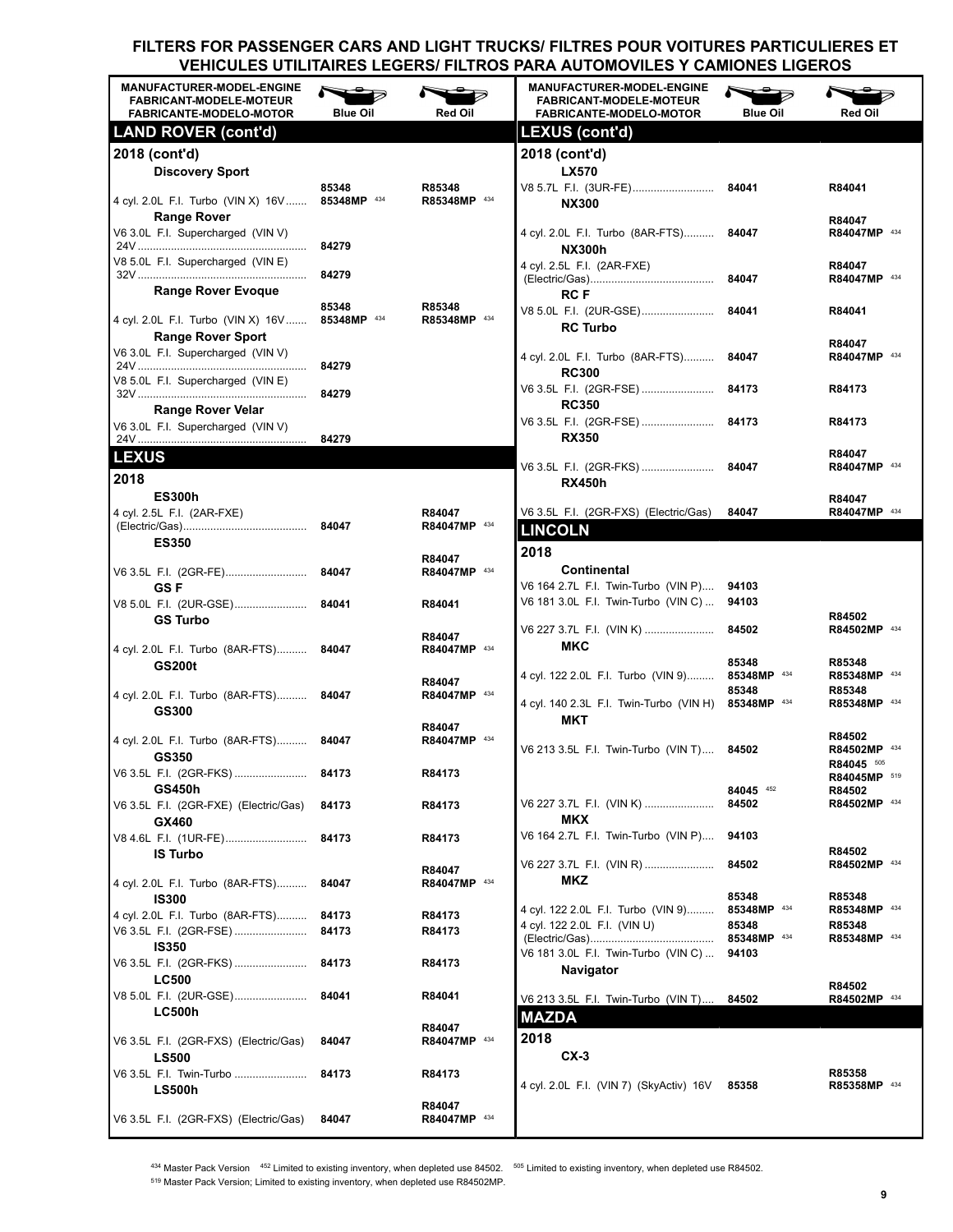# FILTERS FOR PASSENGER CARS AND LIGHT TRUCKS/ FILTRES POUR VOITURES PARTICULIERES ET VEHICULES UTILITAIRES LEGERS/ FILTROS PARA AUTOMOVILES Y CAMIONES LIGEROS

| MANUFACTURER-MODEL-ENGINE / FABRICANT-MODELE-MOTEUR / FABRICANTE-MODELO-MOTOR | Blue Oil | Red Oil |
|---|---|---|
| **LAND ROVER (cont'd)** | | |
| **2018 (cont'd)** | | |
| **Discovery Sport** | | |
| 4 cyl. 2.0L F.I. Turbo (VIN X) 16V | 85348<br>85348MP [434] | R85348<br>R85348MP [434] |
| **Range Rover** | | |
| V6 3.0L F.I. Supercharged (VIN V) 24V | 84279 | |
| V8 5.0L F.I. Supercharged (VIN E) 32V | 84279 | |
| **Range Rover Evoque** | | |
| 4 cyl. 2.0L F.I. Turbo (VIN X) 16V | 85348<br>85348MP [434] | R85348<br>R85348MP [434] |
| **Range Rover Sport** | | |
| V6 3.0L F.I. Supercharged (VIN V) 24V | 84279 | |
| V8 5.0L F.I. Supercharged (VIN E) 32V | 84279 | |
| **Range Rover Velar** | | |
| V6 3.0L F.I. Supercharged (VIN V) 24V | 84279 | |
| **LEXUS** | | |
| **2018** | | |
| **ES300h** | | |
| 4 cyl. 2.5L F.I. (2AR-FXE) (Electric/Gas) | 84047 | R84047<br>R84047MP [434] |
| **ES350** | | |
| V6 3.5L F.I. (2GR-FE) | 84047 | R84047<br>R84047MP [434] |
| **GS F** | | |
| V8 5.0L F.I. (2UR-GSE) | 84041 | R84041 |
| **GS Turbo** | | |
| 4 cyl. 2.0L F.I. Turbo (8AR-FTS) | 84047 | R84047<br>R84047MP [434] |
| **GS200t** | | |
| 4 cyl. 2.0L F.I. Turbo (8AR-FTS) | 84047 | R84047<br>R84047MP [434] |
| **GS300** | | |
| 4 cyl. 2.0L F.I. Turbo (8AR-FTS) | 84047 | R84047<br>R84047MP [434] |
| **GS350** | | |
| V6 3.5L F.I. (2GR-FKS) | 84173 | R84173 |
| **GS450h** | | |
| V6 3.5L F.I. (2GR-FXE) (Electric/Gas) | 84173 | R84173 |
| **GX460** | | |
| V8 4.6L F.I. (1UR-FE) | 84173 | R84173 |
| **IS Turbo** | | |
| 4 cyl. 2.0L F.I. Turbo (8AR-FTS) | 84047 | R84047<br>R84047MP [434] |
| **IS300** | | |
| 4 cyl. 2.0L F.I. Turbo (8AR-FTS) | 84173 | R84173 |
| V6 3.5L F.I. (2GR-FSE) | 84173 | R84173 |
| **IS350** | | |
| V6 3.5L F.I. (2GR-FKS) | 84173 | R84173 |
| **LC500** | | |
| V8 5.0L F.I. (2UR-GSE) | 84041 | R84041 |
| **LC500h** | | |
| V6 3.5L F.I. (2GR-FXS) (Electric/Gas) | 84047 | R84047<br>R84047MP [434] |
| **LS500** | | |
| V6 3.5L F.I. Twin-Turbo | 84173 | R84173 |
| **LS500h** | | |
| V6 3.5L F.I. (2GR-FXS) (Electric/Gas) | 84047 | R84047<br>R84047MP [434] |
| **LEXUS (cont'd)** | | |
| **2018 (cont'd)** | | |
| **LX570** | | |
| V8 5.7L F.I. (3UR-FE) | 84041 | R84041 |
| **NX300** | | |
| 4 cyl. 2.0L F.I. Turbo (8AR-FTS) | 84047 | R84047<br>R84047MP [434] |
| **NX300h** | | |
| 4 cyl. 2.5L F.I. (2AR-FXE) (Electric/Gas) | 84047 | R84047<br>R84047MP [434] |
| **RC F** | | |
| V8 5.0L F.I. (2UR-GSE) | 84041 | R84041 |
| **RC Turbo** | | |
| 4 cyl. 2.0L F.I. Turbo (8AR-FTS) | 84047 | R84047<br>R84047MP [434] |
| **RC300** | | |
| V6 3.5L F.I. (2GR-FSE) | 84173 | R84173 |
| **RC350** | | |
| V6 3.5L F.I. (2GR-FSE) | 84173 | R84173 |
| **RX350** | | |
| V6 3.5L F.I. (2GR-FKS) | 84047 | R84047<br>R84047MP [434] |
| **RX450h** | | |
| V6 3.5L F.I. (2GR-FXS) (Electric/Gas) | 84047 | R84047<br>R84047MP [434] |
| **LINCOLN** | | |
| **2018** | | |
| **Continental** | | |
| V6 164 2.7L F.I. Twin-Turbo (VIN P) | 94103 | |
| V6 181 3.0L F.I. Twin-Turbo (VIN C) | 94103 | |
| V6 227 3.7L F.I. (VIN K) | 84502 | R84502<br>R84502MP [434] |
| **MKC** | | |
| 4 cyl. 122 2.0L F.I. Turbo (VIN 9) | 85348<br>85348MP [434] | R85348<br>R85348MP [434] |
| 4 cyl. 140 2.3L F.I. Twin-Turbo (VIN H) | 85348<br>85348MP [434] | R85348<br>R85348MP [434] |
| **MKT** | | |
| V6 213 3.5L F.I. Twin-Turbo (VIN T) | 84502 | R84502<br>R84502MP [434]<br>R84045 [505]<br>R84045MP [519] |
| V6 227 3.7L F.I. (VIN K) | 84045 [452]<br>84502 | R84502<br>R84502MP [434] |
| **MKX** | | |
| V6 164 2.7L F.I. Twin-Turbo (VIN P) | 94103 | |
| V6 227 3.7L F.I. (VIN R) | 84502 | R84502<br>R84502MP [434] |
| **MKZ** | | |
| 4 cyl. 122 2.0L F.I. Turbo (VIN 9) | 85348<br>85348MP [434] | R85348<br>R85348MP [434] |
| 4 cyl. 122 2.0L F.I. (VIN U) (Electric/Gas) | 85348<br>85348MP [434] | R85348<br>R85348MP [434] |
| V6 181 3.0L F.I. Twin-Turbo (VIN C) | 94103 | |
| **Navigator** | | |
| V6 213 3.5L F.I. Twin-Turbo (VIN T) | 84502 | R84502<br>R84502MP [434] |
| **MAZDA** | | |
| **2018** | | |
| **CX-3** | | |
| 4 cyl. 2.0L F.I. (VIN 7) (SkyActiv) 16V | 85358 | R85358<br>R85358MP [434] |

[434] Master Pack Version [452] Limited to existing inventory, when depleted use 84502. [505] Limited to existing inventory, when depleted use R84502.
[519] Master Pack Version; Limited to existing inventory, when depleted use R84502MP.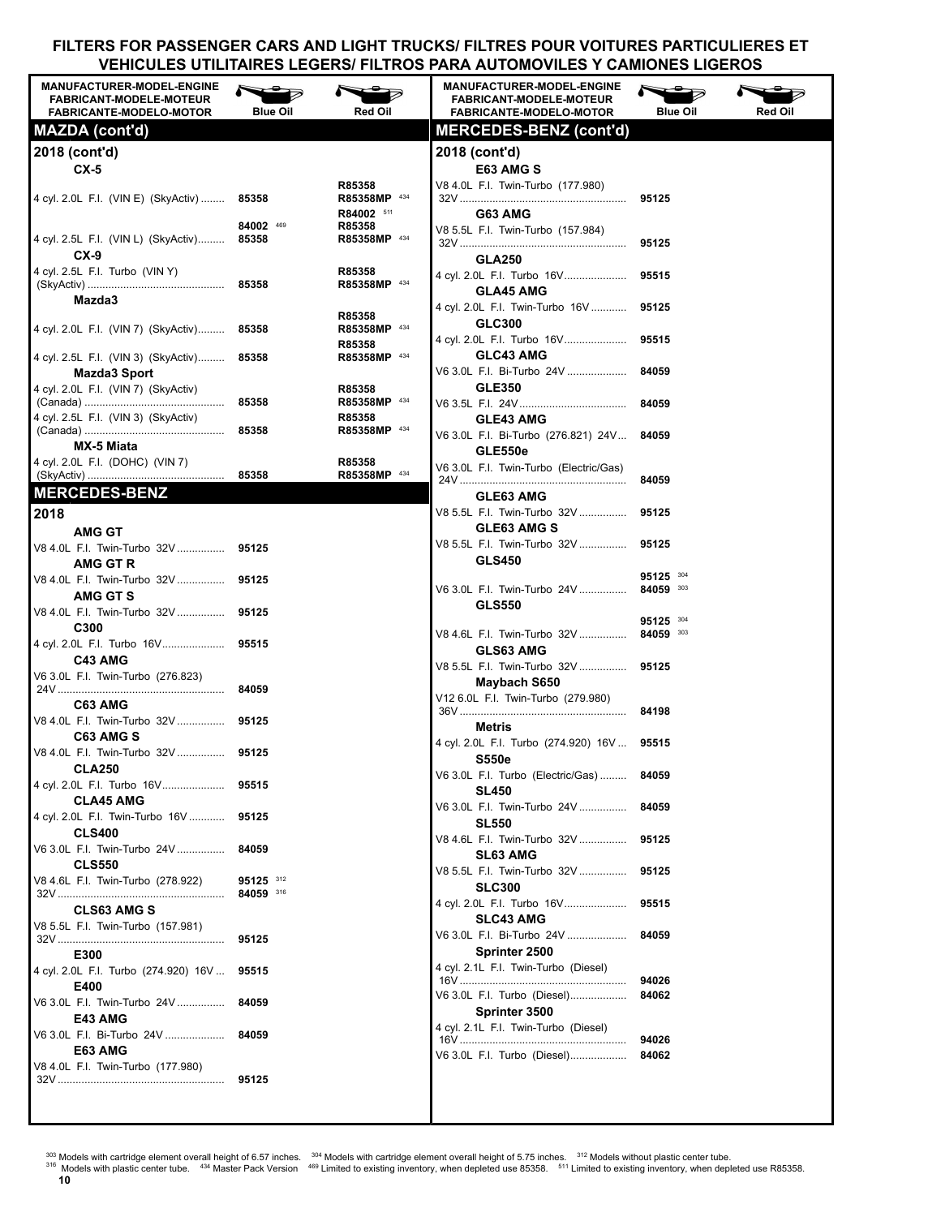# FILTERS FOR PASSENGER CARS AND LIGHT TRUCKS/ FILTRES POUR VOITURES PARTICULIERES ET VEHICULES UTILITAIRES LEGERS/ FILTROS PARA AUTOMOVILES Y CAMIONES LIGEROS

| MANUFACTURER-MODEL-ENGINE / FABRICANT-MODELE-MOTEUR / FABRICANTE-MODELO-MOTOR | Blue Oil | Red Oil |
|---|---|---|
| **MAZDA (cont'd)** | | |
| **2018 (cont'd)** | | |
| **CX-5** | | |
| 4 cyl. 2.0L F.I. (VIN E) (SkyActiv) | 85358 | R85358<br>R85358MP [434]<br>R84002 [511] |
| 4 cyl. 2.5L F.I. (VIN L) (SkyActiv) | 84002 [469]<br>85358 | R85358<br>R85358MP [434] |
| **CX-9** | | |
| 4 cyl. 2.5L F.I. Turbo (VIN Y) (SkyActiv) | 85358 | R85358<br>R85358MP [434] |
| **Mazda3** | | |
| 4 cyl. 2.0L F.I. (VIN 7) (SkyActiv) | 85358 | R85358<br>R85358MP [434] |
| 4 cyl. 2.5L F.I. (VIN 3) (SkyActiv) | 85358 | R85358<br>R85358MP [434] |
| **Mazda3 Sport** | | |
| 4 cyl. 2.0L F.I. (VIN 7) (SkyActiv) (Canada) | 85358 | R85358<br>R85358MP [434] |
| 4 cyl. 2.5L F.I. (VIN 3) (SkyActiv) (Canada) | 85358 | R85358<br>R85358MP [434] |
| **MX-5 Miata** | | |
| 4 cyl. 2.0L F.I. (DOHC) (VIN 7) (SkyActiv) | 85358 | R85358<br>R85358MP [434] |
| **MERCEDES-BENZ** | | |
| **2018** | | |
| **AMG GT** | | |
| V8 4.0L F.I. Twin-Turbo 32V | 95125 | |
| **AMG GT R** | | |
| V8 4.0L F.I. Twin-Turbo 32V | 95125 | |
| **AMG GT S** | | |
| V8 4.0L F.I. Twin-Turbo 32V | 95125 | |
| **C300** | | |
| 4 cyl. 2.0L F.I. Turbo 16V | 95515 | |
| **C43 AMG** | | |
| V6 3.0L F.I. Twin-Turbo (276.823) 24V | 84059 | |
| **C63 AMG** | | |
| V8 4.0L F.I. Twin-Turbo 32V | 95125 | |
| **C63 AMG S** | | |
| V8 4.0L F.I. Twin-Turbo 32V | 95125 | |
| **CLA250** | | |
| 4 cyl. 2.0L F.I. Turbo 16V | 95515 | |
| **CLA45 AMG** | | |
| 4 cyl. 2.0L F.I. Twin-Turbo 16V | 95125 | |
| **CLS400** | | |
| V6 3.0L F.I. Twin-Turbo 24V | 84059 | |
| **CLS550** | | |
| V8 4.6L F.I. Twin-Turbo (278.922) 32V | 95125 [312]<br>84059 [316] | |
| **CLS63 AMG S** | | |
| V8 5.5L F.I. Twin-Turbo (157.981) 32V | 95125 | |
| **E300** | | |
| 4 cyl. 2.0L F.I. Turbo (274.920) 16V | 95515 | |
| **E400** | | |
| V6 3.0L F.I. Twin-Turbo 24V | 84059 | |
| **E43 AMG** | | |
| V6 3.0L F.I. Bi-Turbo 24V | 84059 | |
| **E63 AMG** | | |
| V8 4.0L F.I. Twin-Turbo (177.980) 32V | 95125 | |

| MANUFACTURER-MODEL-ENGINE / FABRICANT-MODELE-MOTEUR / FABRICANTE-MODELO-MOTOR | Blue Oil | Red Oil |
|---|---|---|
| **MERCEDES-BENZ (cont'd)** | | |
| **2018 (cont'd)** | | |
| **E63 AMG S** | | |
| V8 4.0L F.I. Twin-Turbo (177.980) 32V | 95125 | |
| **G63 AMG** | | |
| V8 5.5L F.I. Twin-Turbo (157.984) 32V | 95125 | |
| **GLA250** | | |
| 4 cyl. 2.0L F.I. Turbo 16V | 95515 | |
| **GLA45 AMG** | | |
| 4 cyl. 2.0L F.I. Twin-Turbo 16V | 95125 | |
| **GLC300** | | |
| 4 cyl. 2.0L F.I. Turbo 16V | 95515 | |
| **GLC43 AMG** | | |
| V6 3.0L F.I. Bi-Turbo 24V | 84059 | |
| **GLE350** | | |
| V6 3.5L F.I. 24V | 84059 | |
| **GLE43 AMG** | | |
| V6 3.0L F.I. Bi-Turbo (276.821) 24V | 84059 | |
| **GLE550e** | | |
| V6 3.0L F.I. Twin-Turbo (Electric/Gas) 24V | 84059 | |
| **GLE63 AMG** | | |
| V8 5.5L F.I. Twin-Turbo 32V | 95125 | |
| **GLE63 AMG S** | | |
| V8 5.5L F.I. Twin-Turbo 32V | 95125 | |
| **GLS450** | | |
| V6 3.0L F.I. Twin-Turbo 24V | 95125 [304]<br>84059 [303] | |
| **GLS550** | | |
| V8 4.6L F.I. Twin-Turbo 32V | 95125 [304]<br>84059 [303] | |
| **GLS63 AMG** | | |
| V8 5.5L F.I. Twin-Turbo 32V | 95125 | |
| **Maybach S650** | | |
| V12 6.0L F.I. Twin-Turbo (279.980) 36V | 84198 | |
| **Metris** | | |
| 4 cyl. 2.0L F.I. Turbo (274.920) 16V | 95515 | |
| **S550e** | | |
| V6 3.0L F.I. Turbo (Electric/Gas) | 84059 | |
| **SL450** | | |
| V6 3.0L F.I. Twin-Turbo 24V | 84059 | |
| **SL550** | | |
| V8 4.6L F.I. Twin-Turbo 32V | 95125 | |
| **SL63 AMG** | | |
| V8 5.5L F.I. Twin-Turbo 32V | 95125 | |
| **SLC300** | | |
| 4 cyl. 2.0L F.I. Turbo 16V | 95515 | |
| **SLC43 AMG** | | |
| V6 3.0L F.I. Bi-Turbo 24V | 84059 | |
| **Sprinter 2500** | | |
| 4 cyl. 2.1L F.I. Twin-Turbo (Diesel) 16V | 94026 | |
| V6 3.0L F.I. Turbo (Diesel) | 84062 | |
| **Sprinter 3500** | | |
| 4 cyl. 2.1L F.I. Twin-Turbo (Diesel) 16V | 94026 | |
| V6 3.0L F.I. Turbo (Diesel) | 84062 | |

[303] Models with cartridge element overall height of 6.57 inches. [304] Models with cartridge element overall height of 5.75 inches. [312] Models without plastic center tube. [316] Models with plastic center tube. [434] Master Pack Version [469] Limited to existing inventory, when depleted use 85358. [511] Limited to existing inventory, when depleted use R85358.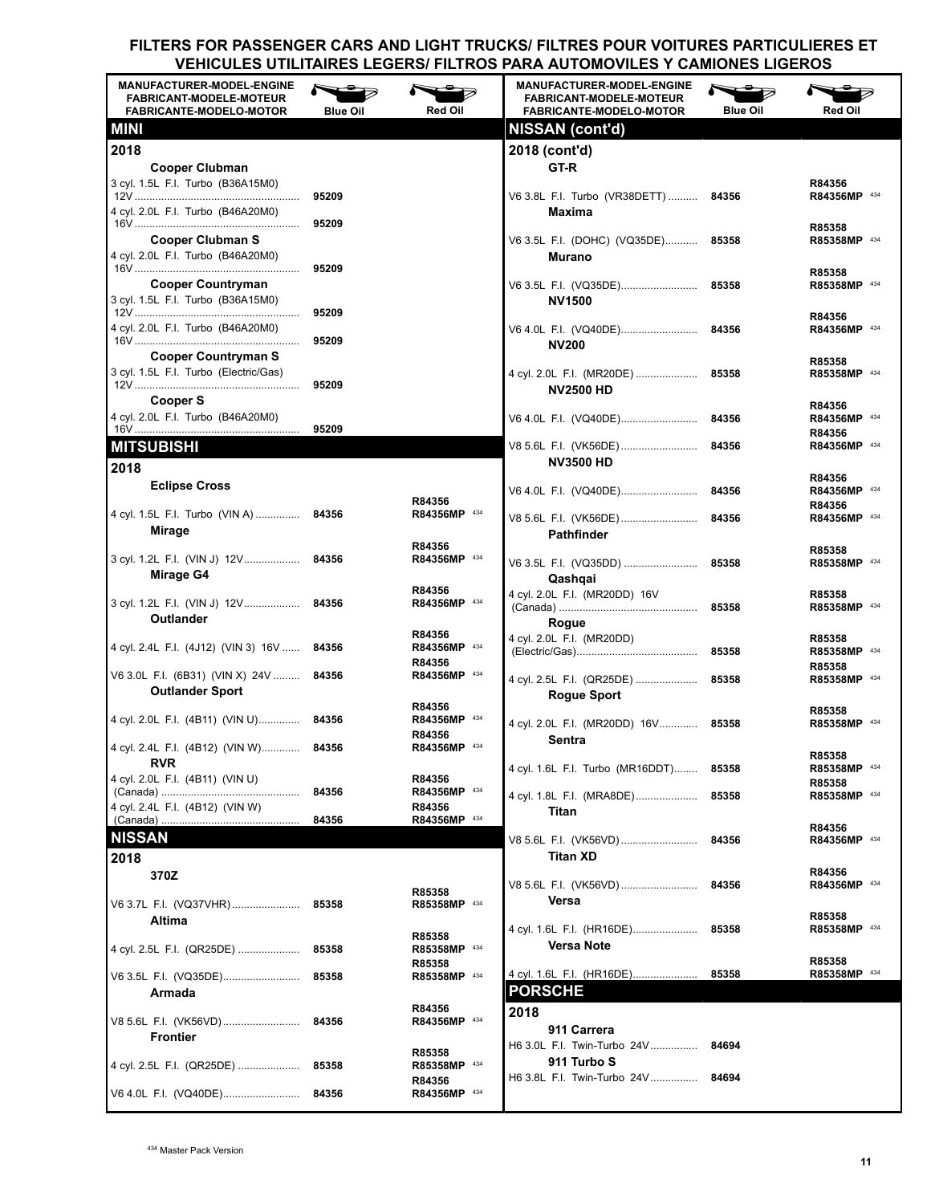# FILTERS FOR PASSENGER CARS AND LIGHT TRUCKS/ FILTRES POUR VOITURES PARTICULIERES ET VEHICULES UTILITAIRES LEGERS/ FILTROS PARA AUTOMOVILES Y CAMIONES LIGEROS

| MANUFACTURER-MODEL-ENGINE / FABRICANT-MODELE-MOTEUR / FABRICANTE-MODELO-MOTOR | Blue Oil | Red Oil |
|---|---|---|
| **MINI** | | |
| **2018** | | |
| **Cooper Clubman** | | |
| 3 cyl. 1.5L F.I. Turbo (B36A15M0) 12V | 95209 | |
| 4 cyl. 2.0L F.I. Turbo (B46A20M0) 16V | 95209 | |
| **Cooper Clubman S** | | |
| 4 cyl. 2.0L F.I. Turbo (B46A20M0) 16V | 95209 | |
| **Cooper Countryman** | | |
| 3 cyl. 1.5L F.I. Turbo (B36A15M0) 12V | 95209 | |
| 4 cyl. 2.0L F.I. Turbo (B46A20M0) 16V | 95209 | |
| **Cooper Countryman S** | | |
| 3 cyl. 1.5L F.I. Turbo (Electric/Gas) 12V | 95209 | |
| **Cooper S** | | |
| 4 cyl. 2.0L F.I. Turbo (B46A20M0) 16V | 95209 | |
| **MITSUBISHI** | | |
| **2018** | | |
| **Eclipse Cross** | | |
| 4 cyl. 1.5L F.I. Turbo (VIN A) | 84356 | R84356 / R84356MP [434] |
| **Mirage** | | |
| 3 cyl. 1.2L F.I. (VIN J) 12V | 84356 | R84356 / R84356MP [434] |
| **Mirage G4** | | |
| 3 cyl. 1.2L F.I. (VIN J) 12V | 84356 | R84356 / R84356MP [434] |
| **Outlander** | | |
| 4 cyl. 2.4L F.I. (4J12) (VIN 3) 16V | 84356 | R84356 / R84356MP [434] |
| V6 3.0L F.I. (6B31) (VIN X) 24V | 84356 | R84356 / R84356MP [434] |
| **Outlander Sport** | | |
| 4 cyl. 2.0L F.I. (4B11) (VIN U) | 84356 | R84356 / R84356MP [434] |
| 4 cyl. 2.4L F.I. (4B12) (VIN W) | 84356 | R84356 / R84356MP [434] |
| **RVR** | | |
| 4 cyl. 2.0L F.I. (4B11) (VIN U) (Canada) | 84356 | R84356 / R84356MP [434] |
| 4 cyl. 2.4L F.I. (4B12) (VIN W) (Canada) | 84356 | R84356 / R84356MP [434] |
| **NISSAN** | | |
| **2018** | | |
| **370Z** | | |
| V6 3.7L F.I. (VQ37VHR) | 85358 | R85358 / R85358MP [434] |
| **Altima** | | |
| 4 cyl. 2.5L F.I. (QR25DE) | 85358 | R85358 / R85358MP [434] |
| V6 3.5L F.I. (VQ35DE) | 85358 | R85358 / R85358MP [434] |
| **Armada** | | |
| V8 5.6L F.I. (VK56VD) | 84356 | R84356 / R84356MP [434] |
| **Frontier** | | |
| 4 cyl. 2.5L F.I. (QR25DE) | 85358 | R85358 / R85358MP [434] |
| V6 4.0L F.I. (VQ40DE) | 84356 | R84356 / R84356MP [434] |
| **NISSAN (cont'd)** | | |
| **2018 (cont'd)** | | |
| **GT-R** | | |
| V6 3.8L F.I. Turbo (VR38DETT) | 84356 | R84356 / R84356MP [434] |
| **Maxima** | | |
| V6 3.5L F.I. (DOHC) (VQ35DE) | 85358 | R85358 / R85358MP [434] |
| **Murano** | | |
| V6 3.5L F.I. (VQ35DE) | 85358 | R85358 / R85358MP [434] |
| **NV1500** | | |
| V6 4.0L F.I. (VQ40DE) | 84356 | R84356 / R84356MP [434] |
| **NV200** | | |
| 4 cyl. 2.0L F.I. (MR20DE) | 85358 | R85358 / R85358MP [434] |
| **NV2500 HD** | | |
| V6 4.0L F.I. (VQ40DE) | 84356 | R84356 / R84356MP [434] |
| V8 5.6L F.I. (VK56DE) | 84356 | R84356 / R84356MP [434] |
| **NV3500 HD** | | |
| V6 4.0L F.I. (VQ40DE) | 84356 | R84356 / R84356MP [434] |
| V8 5.6L F.I. (VK56DE) | 84356 | R84356 / R84356MP [434] |
| **Pathfinder** | | |
| V6 3.5L F.I. (VQ35DD) | 85358 | R85358 / R85358MP [434] |
| **Qashqai** | | |
| 4 cyl. 2.0L F.I. (MR20DD) 16V (Canada) | 85358 | R85358 / R85358MP [434] |
| **Rogue** | | |
| 4 cyl. 2.0L F.I. (MR20DD) (Electric/Gas) | 85358 | R85358 / R85358MP [434] |
| 4 cyl. 2.5L F.I. (QR25DE) | 85358 | R85358 / R85358MP [434] |
| **Rogue Sport** | | |
| 4 cyl. 2.0L F.I. (MR20DD) 16V | 85358 | R85358 / R85358MP [434] |
| **Sentra** | | |
| 4 cyl. 1.6L F.I. Turbo (MR16DDT) | 85358 | R85358 / R85358MP [434] |
| 4 cyl. 1.8L F.I. (MRA8DE) | 85358 | R85358 / R85358MP [434] |
| **Titan** | | |
| V8 5.6L F.I. (VK56VD) | 84356 | R84356 / R84356MP [434] |
| **Titan XD** | | |
| V8 5.6L F.I. (VK56VD) | 84356 | R84356 / R84356MP [434] |
| **Versa** | | |
| 4 cyl. 1.6L F.I. (HR16DE) | 85358 | R85358 / R85358MP [434] |
| **Versa Note** | | |
| 4 cyl. 1.6L F.I. (HR16DE) | 85358 | R85358 / R85358MP [434] |
| **PORSCHE** | | |
| **2018** | | |
| **911 Carrera** | | |
| H6 3.0L F.I. Twin-Turbo 24V | 84694 | |
| **911 Turbo S** | | |
| H6 3.8L F.I. Twin-Turbo 24V | 84694 | |

[434] Master Pack Version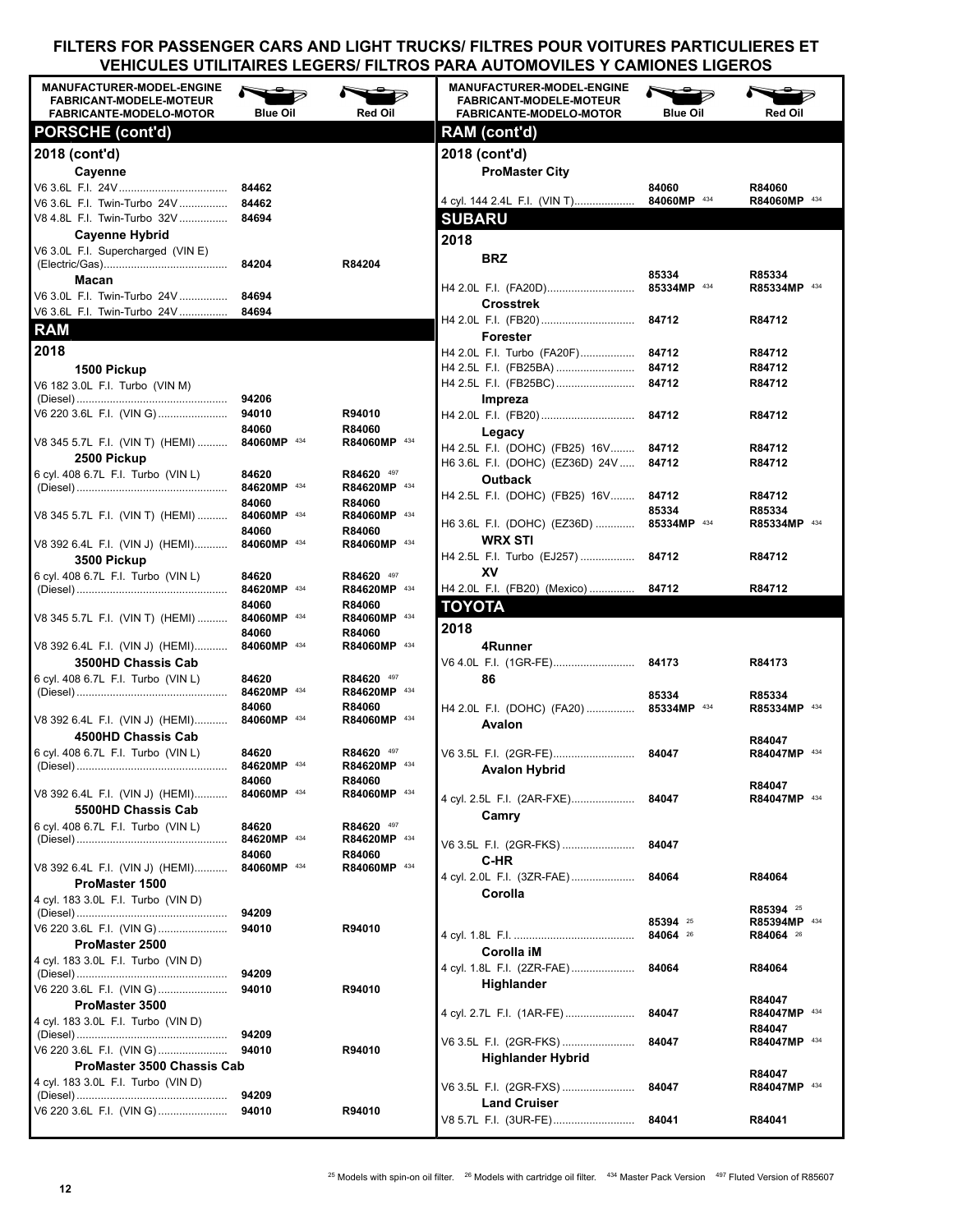# FILTERS FOR PASSENGER CARS AND LIGHT TRUCKS/ FILTRES POUR VOITURES PARTICULIERES ET VEHICULES UTILITAIRES LEGERS/ FILTROS PARA AUTOMOVILES Y CAMIONES LIGEROS

| MANUFACTURER-MODEL-ENGINE / FABRICANT-MODELE-MOTEUR / FABRICANTE-MODELO-MOTOR | Blue Oil | Red Oil |
|---|---|---|
| **PORSCHE (cont'd)** | | |
| **2018 (cont'd)** | | |
| **Cayenne** | | |
| V6 3.6L F.I. 24V | 84462 | |
| V6 3.6L F.I. Twin-Turbo 24V | 84462 | |
| V8 4.8L F.I. Twin-Turbo 32V | 84694 | |
| **Cayenne Hybrid** | | |
| V6 3.0L F.I. Supercharged (VIN E) (Electric/Gas) | 84204 | R84204 |
| **Macan** | | |
| V6 3.0L F.I. Twin-Turbo 24V | 84694 | |
| V6 3.6L F.I. Twin-Turbo 24V | 84694 | |
| **RAM** | | |
| **2018** | | |
| **1500 Pickup** | | |
| V6 182 3.0L F.I. Turbo (VIN M) (Diesel) | 94206 | |
| V6 220 3.6L F.I. (VIN G) | 94010 | R94010 |
| V8 345 5.7L F.I. (VIN T) (HEMI) | 84060<br>84060MP [434] | R84060<br>R84060MP [434] |
| **2500 Pickup** | | |
| 6 cyl. 408 6.7L F.I. Turbo (VIN L) (Diesel) | 84620<br>84620MP [434] | R84620 [497]<br>R84620MP [434] |
| V8 345 5.7L F.I. (VIN T) (HEMI) | 84060<br>84060MP [434] | R84060<br>R84060MP [434] |
| V8 392 6.4L F.I. (VIN J) (HEMI) | 84060<br>84060MP [434] | R84060<br>R84060MP [434] |
| **3500 Pickup** | | |
| 6 cyl. 408 6.7L F.I. Turbo (VIN L) (Diesel) | 84620<br>84620MP [434] | R84620 [497]<br>R84620MP [434] |
| V8 345 5.7L F.I. (VIN T) (HEMI) | 84060<br>84060MP [434] | R84060<br>R84060MP [434] |
| V8 392 6.4L F.I. (VIN J) (HEMI) | 84060<br>84060MP [434] | R84060<br>R84060MP [434] |
| **3500HD Chassis Cab** | | |
| 6 cyl. 408 6.7L F.I. Turbo (VIN L) (Diesel) | 84620<br>84620MP [434] | R84620 [497]<br>R84620MP [434] |
| V8 392 6.4L F.I. (VIN J) (HEMI) | 84060<br>84060MP [434] | R84060<br>R84060MP [434] |
| **4500HD Chassis Cab** | | |
| 6 cyl. 408 6.7L F.I. Turbo (VIN L) (Diesel) | 84620<br>84620MP [434] | R84620 [497]<br>R84620MP [434] |
| V8 392 6.4L F.I. (VIN J) (HEMI) | 84060<br>84060MP [434] | R84060<br>R84060MP [434] |
| **5500HD Chassis Cab** | | |
| 6 cyl. 408 6.7L F.I. Turbo (VIN L) (Diesel) | 84620<br>84620MP [434] | R84620 [497]<br>R84620MP [434] |
| V8 392 6.4L F.I. (VIN J) (HEMI) | 84060<br>84060MP [434] | R84060<br>R84060MP [434] |
| **ProMaster 1500** | | |
| 4 cyl. 183 3.0L F.I. Turbo (VIN D) (Diesel) | 94209 | |
| V6 220 3.6L F.I. (VIN G) | 94010 | R94010 |
| **ProMaster 2500** | | |
| 4 cyl. 183 3.0L F.I. Turbo (VIN D) (Diesel) | 94209 | |
| V6 220 3.6L F.I. (VIN G) | 94010 | R94010 |
| **ProMaster 3500** | | |
| 4 cyl. 183 3.0L F.I. Turbo (VIN D) (Diesel) | 94209 | |
| V6 220 3.6L F.I. (VIN G) | 94010 | R94010 |
| **ProMaster 3500 Chassis Cab** | | |
| 4 cyl. 183 3.0L F.I. Turbo (VIN D) (Diesel) | 94209 | |
| V6 220 3.6L F.I. (VIN G) | 94010 | R94010 |
| **RAM (cont'd)** | | |
| **2018 (cont'd)** | | |
| **ProMaster City** | | |
| 4 cyl. 144 2.4L F.I. (VIN T) | 84060<br>84060MP [434] | R84060<br>R84060MP [434] |
| **SUBARU** | | |
| **2018** | | |
| **BRZ** | | |
| H4 2.0L F.I. (FA20D) | 85334<br>85334MP [434] | R85334<br>R85334MP [434] |
| **Crosstrek** | | |
| H4 2.0L F.I. (FB20) | 84712 | R84712 |
| **Forester** | | |
| H4 2.0L F.I. Turbo (FA20F) | 84712 | R84712 |
| H4 2.5L F.I. (FB25BA) | 84712 | R84712 |
| H4 2.5L F.I. (FB25BC) | 84712 | R84712 |
| **Impreza** | | |
| H4 2.0L F.I. (FB20) | 84712 | R84712 |
| **Legacy** | | |
| H4 2.5L F.I. (DOHC) (FB25) 16V | 84712 | R84712 |
| H6 3.6L F.I. (DOHC) (EZ36D) 24V | 84712 | R84712 |
| **Outback** | | |
| H4 2.5L F.I. (DOHC) (FB25) 16V | 84712 | R84712 |
| H6 3.6L F.I. (DOHC) (EZ36D) | 85334<br>85334MP [434] | R85334<br>R85334MP [434] |
| **WRX STI** | | |
| H4 2.5L F.I. Turbo (EJ257) | 84712 | R84712 |
| **XV** | | |
| H4 2.0L F.I. (FB20) (Mexico) | 84712 | R84712 |
| **TOYOTA** | | |
| **2018** | | |
| **4Runner** | | |
| V6 4.0L F.I. (1GR-FE) | 84173 | R84173 |
| **86** | | |
| H4 2.0L F.I. (DOHC) (FA20) | 85334<br>85334MP [434] | R85334<br>R85334MP [434] |
| **Avalon** | | |
| V6 3.5L F.I. (2GR-FE) | 84047 | R84047<br>R84047MP [434] |
| **Avalon Hybrid** | | |
| 4 cyl. 2.5L F.I. (2AR-FXE) | 84047 | R84047<br>R84047MP [434] |
| **Camry** | | |
| V6 3.5L F.I. (2GR-FKS) | 84047 | |
| **C-HR** | | |
| 4 cyl. 2.0L F.I. (3ZR-FAE) | 84064 | R84064 |
| **Corolla** | | |
| 4 cyl. 1.8L F.I. | 85394 [25]<br>84064 [26] | R85394 [25]<br>R85394MP [434]<br>R84064 [26] |
| **Corolla iM** | | |
| 4 cyl. 1.8L F.I. (2ZR-FAE) | 84064 | R84064 |
| **Highlander** | | |
| 4 cyl. 2.7L F.I. (1AR-FE) | 84047 | R84047<br>R84047MP [434] |
| V6 3.5L F.I. (2GR-FKS) | 84047 | R84047<br>R84047MP [434] |
| **Highlander Hybrid** | | |
| V6 3.5L F.I. (2GR-FXS) | 84047 | R84047<br>R84047MP [434] |
| **Land Cruiser** | | |
| V8 5.7L F.I. (3UR-FE) | 84041 | R84041 |

[25] Models with spin-on oil filter. [26] Models with cartridge oil filter. [434] Master Pack Version [497] Fluted Version of R85607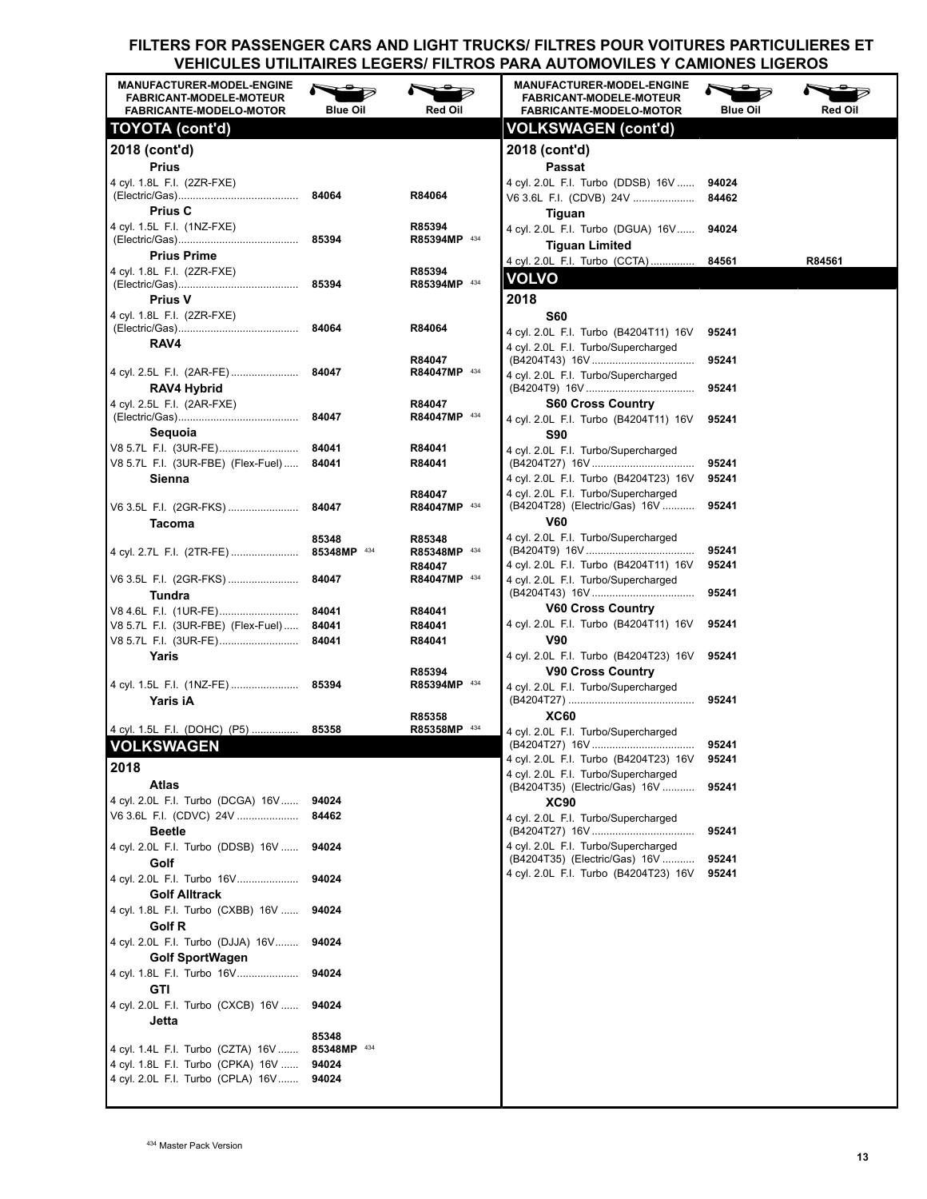# FILTERS FOR PASSENGER CARS AND LIGHT TRUCKS/ FILTRES POUR VOITURES PARTICULIERES ET VEHICULES UTILITAIRES LEGERS/ FILTROS PARA AUTOMOVILES Y CAMIONES LIGEROS

| MANUFACTURER-MODEL-ENGINE / FABRICANT-MODELE-MOTEUR / FABRICANTE-MODELO-MOTOR | Blue Oil | Red Oil |
|---|---|---|
| **TOYOTA (cont'd)** | | |
| **2018 (cont'd)** | | |
| **Prius** | | |
| 4 cyl. 1.8L F.I. (2ZR-FXE) (Electric/Gas) | 84064 | R84064 |
| **Prius C** | | |
| 4 cyl. 1.5L F.I. (1NZ-FXE) (Electric/Gas) | 85394 | R85394<br>R85394MP [434] |
| **Prius Prime** | | |
| 4 cyl. 1.8L F.I. (2ZR-FXE) (Electric/Gas) | 85394 | R85394<br>R85394MP [434] |
| **Prius V** | | |
| 4 cyl. 1.8L F.I. (2ZR-FXE) (Electric/Gas) | 84064 | R84064 |
| **RAV4** | | |
| 4 cyl. 2.5L F.I. (2AR-FE) | 84047 | R84047<br>R84047MP [434] |
| **RAV4 Hybrid** | | |
| 4 cyl. 2.5L F.I. (2AR-FXE) (Electric/Gas) | 84047 | R84047<br>R84047MP [434] |
| **Sequoia** | | |
| V8 5.7L F.I. (3UR-FE) | 84041 | R84041 |
| V8 5.7L F.I. (3UR-FBE) (Flex-Fuel) | 84041 | R84041 |
| **Sienna** | | |
| V6 3.5L F.I. (2GR-FKS) | 84047 | R84047<br>R84047MP [434] |
| **Tacoma** | | |
| 4 cyl. 2.7L F.I. (2TR-FE) | 85348<br>85348MP [434] | R85348<br>R85348MP [434] |
| V6 3.5L F.I. (2GR-FKS) | 84047 | R84047<br>R84047MP [434] |
| **Tundra** | | |
| V8 4.6L F.I. (1UR-FE) | 84041 | R84041 |
| V8 5.7L F.I. (3UR-FBE) (Flex-Fuel) | 84041 | R84041 |
| V8 5.7L F.I. (3UR-FE) | 84041 | R84041 |
| **Yaris** | | |
| 4 cyl. 1.5L F.I. (1NZ-FE) | 85394 | R85394<br>R85394MP [434] |
| **Yaris iA** | | |
| 4 cyl. 1.5L F.I. (DOHC) (P5) | 85358 | R85358<br>R85358MP [434] |
| **VOLKSWAGEN** | | |
| **2018** | | |
| **Atlas** | | |
| 4 cyl. 2.0L F.I. Turbo (DCGA) 16V | 94024 | |
| V6 3.6L F.I. (CDVC) 24V | 84462 | |
| **Beetle** | | |
| 4 cyl. 2.0L F.I. Turbo (DDSB) 16V | 94024 | |
| **Golf** | | |
| 4 cyl. 2.0L F.I. Turbo 16V | 94024 | |
| **Golf Alltrack** | | |
| 4 cyl. 1.8L F.I. Turbo (CXBB) 16V | 94024 | |
| **Golf R** | | |
| 4 cyl. 2.0L F.I. Turbo (DJJA) 16V | 94024 | |
| **Golf SportWagen** | | |
| 4 cyl. 1.8L F.I. Turbo 16V | 94024 | |
| **GTI** | | |
| 4 cyl. 2.0L F.I. Turbo (CXCB) 16V | 94024 | |
| **Jetta** | | |
| 4 cyl. 1.4L F.I. Turbo (CZTA) 16V | 85348<br>85348MP [434] | |
| 4 cyl. 1.8L F.I. Turbo (CPKA) 16V | 94024 | |
| 4 cyl. 2.0L F.I. Turbo (CPLA) 16V | 94024 | |
| **VOLKSWAGEN (cont'd)** | | |
| **2018 (cont'd)** | | |
| **Passat** | | |
| 4 cyl. 2.0L F.I. Turbo (DDSB) 16V | 94024 | |
| V6 3.6L F.I. (CDVB) 24V | 84462 | |
| **Tiguan** | | |
| 4 cyl. 2.0L F.I. Turbo (DGUA) 16V | 94024 | |
| **Tiguan Limited** | | |
| 4 cyl. 2.0L F.I. Turbo (CCTA) | 84561 | R84561 |
| **VOLVO** | | |
| **2018** | | |
| **S60** | | |
| 4 cyl. 2.0L F.I. Turbo (B4204T11) 16V | 95241 | |
| 4 cyl. 2.0L F.I. Turbo/Supercharged (B4204T43) 16V | 95241 | |
| 4 cyl. 2.0L F.I. Turbo/Supercharged (B4204T9) 16V | 95241 | |
| **S60 Cross Country** | | |
| 4 cyl. 2.0L F.I. Turbo (B4204T11) 16V | 95241 | |
| **S90** | | |
| 4 cyl. 2.0L F.I. Turbo/Supercharged (B4204T27) 16V | 95241 | |
| 4 cyl. 2.0L F.I. Turbo (B4204T23) 16V | 95241 | |
| 4 cyl. 2.0L F.I. Turbo/Supercharged (B4204T28) (Electric/Gas) 16V | 95241 | |
| **V60** | | |
| 4 cyl. 2.0L F.I. Turbo/Supercharged (B4204T9) 16V | 95241 | |
| 4 cyl. 2.0L F.I. Turbo (B4204T11) 16V | 95241 | |
| 4 cyl. 2.0L F.I. Turbo/Supercharged (B4204T43) 16V | 95241 | |
| **V60 Cross Country** | | |
| 4 cyl. 2.0L F.I. Turbo (B4204T11) 16V | 95241 | |
| **V90** | | |
| 4 cyl. 2.0L F.I. Turbo (B4204T23) 16V | 95241 | |
| **V90 Cross Country** | | |
| 4 cyl. 2.0L F.I. Turbo/Supercharged (B4204T27) | 95241 | |
| **XC60** | | |
| 4 cyl. 2.0L F.I. Turbo/Supercharged (B4204T27) 16V | 95241 | |
| 4 cyl. 2.0L F.I. Turbo (B4204T23) 16V | 95241 | |
| 4 cyl. 2.0L F.I. Turbo/Supercharged (B4204T35) (Electric/Gas) 16V | 95241 | |
| **XC90** | | |
| 4 cyl. 2.0L F.I. Turbo/Supercharged (B4204T27) 16V | 95241 | |
| 4 cyl. 2.0L F.I. Turbo/Supercharged (B4204T35) (Electric/Gas) 16V | 95241 | |
| 4 cyl. 2.0L F.I. Turbo (B4204T23) 16V | 95241 | |

[434] Master Pack Version